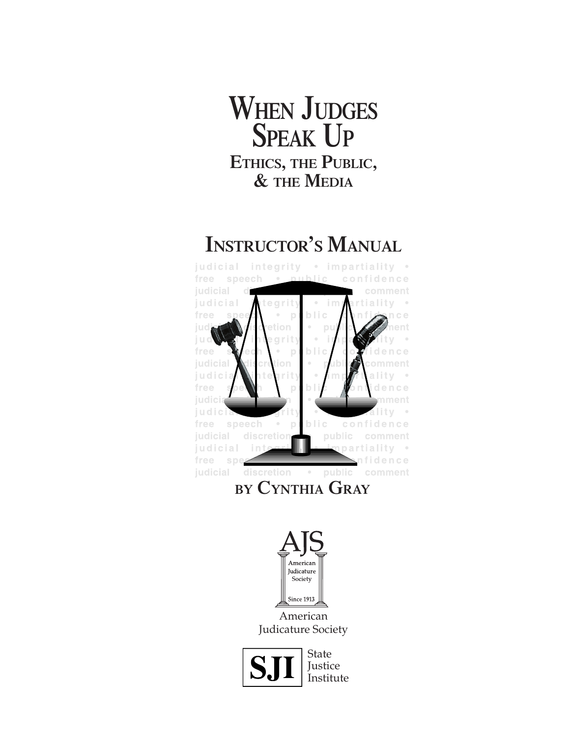# When Judges Speak Up

## Ethics, the Public, & the Media

## Instructor's Manual

by Cynthia Gray

AJS
American Judicature Society
Since 1913

American Judicature Society

SJI State Justice Institute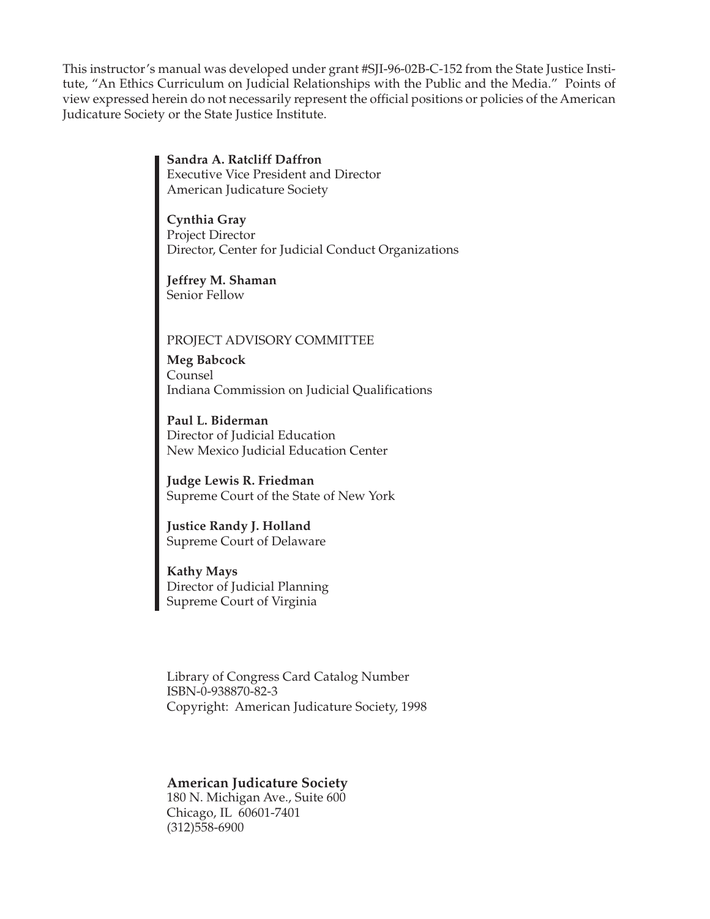This instructor's manual was developed under grant #SJI-96-02B-C-152 from the State Justice Institute, "An Ethics Curriculum on Judicial Relationships with the Public and the Media." Points of view expressed herein do not necessarily represent the official positions or policies of the American Judicature Society or the State Justice Institute.

**Sandra A. Ratcliff Daffron**
Executive Vice President and Director
American Judicature Society

**Cynthia Gray**
Project Director
Director, Center for Judicial Conduct Organizations

**Jeffrey M. Shaman**
Senior Fellow

PROJECT ADVISORY COMMITTEE

**Meg Babcock**
Counsel
Indiana Commission on Judicial Qualifications

**Paul L. Biderman**
Director of Judicial Education
New Mexico Judicial Education Center

**Judge Lewis R. Friedman**
Supreme Court of the State of New York

**Justice Randy J. Holland**
Supreme Court of Delaware

**Kathy Mays**
Director of Judicial Planning
Supreme Court of Virginia

Library of Congress Card Catalog Number
ISBN-0-938870-82-3
Copyright: American Judicature Society, 1998

**American Judicature Society**
180 N. Michigan Ave., Suite 600
Chicago, IL 60601-7401
(312)558-6900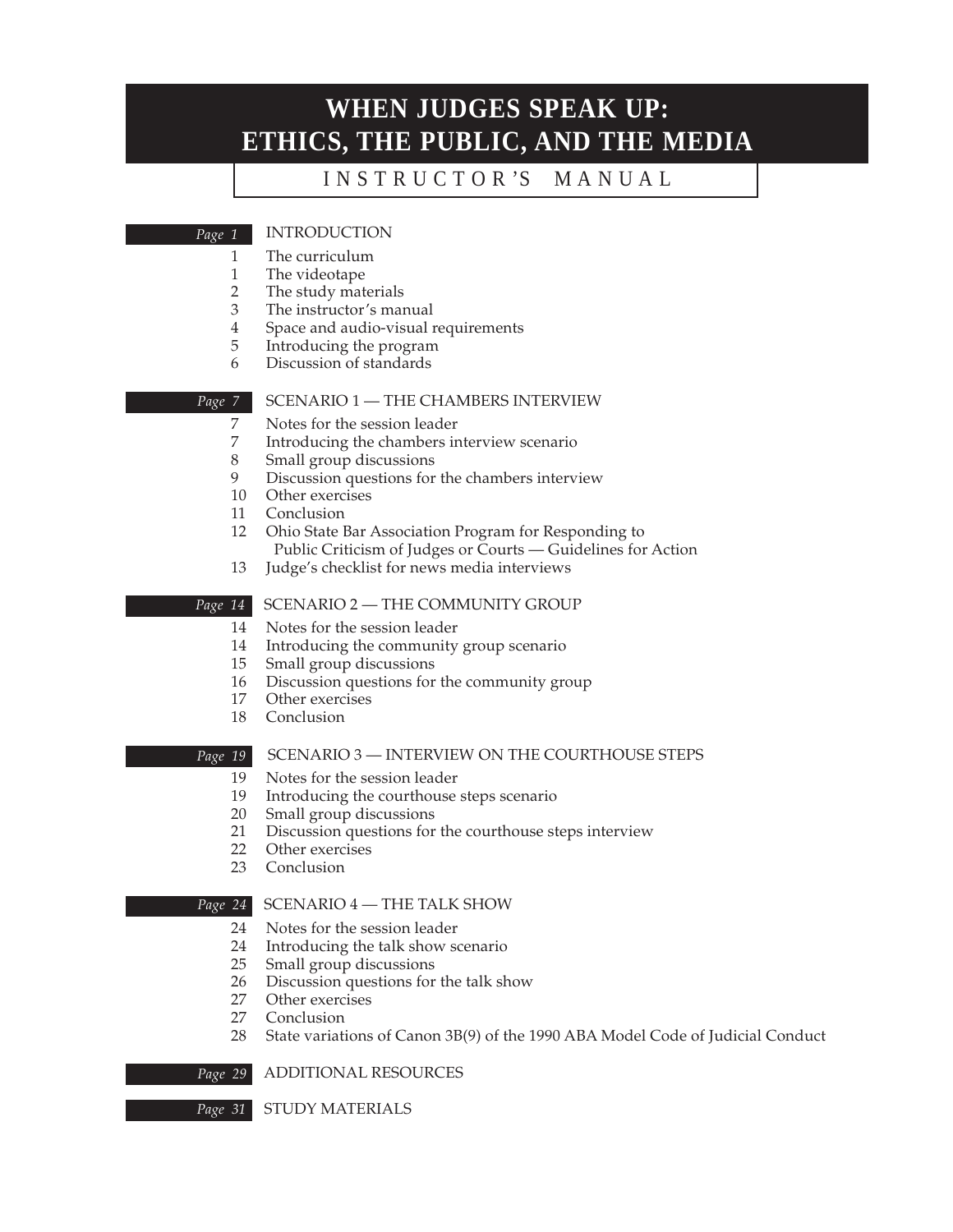# WHEN JUDGES SPEAK UP: ETHICS, THE PUBLIC, AND THE MEDIA

## INSTRUCTOR'S MANUAL

**Page 1** INTRODUCTION

- 1 The curriculum
- 1 The videotape
- 2 The study materials
- 3 The instructor's manual
- 4 Space and audio-visual requirements
- 5 Introducing the program
- 6 Discussion of standards

**Page 7** SCENARIO 1 — THE CHAMBERS INTERVIEW

- 7 Notes for the session leader
- 7 Introducing the chambers interview scenario
- 8 Small group discussions
- 9 Discussion questions for the chambers interview
- 10 Other exercises
- 11 Conclusion
- 12 Ohio State Bar Association Program for Responding to Public Criticism of Judges or Courts — Guidelines for Action
- 13 Judge's checklist for news media interviews

**Page 14** SCENARIO 2 — THE COMMUNITY GROUP

- 14 Notes for the session leader
- 14 Introducing the community group scenario
- 15 Small group discussions
- 16 Discussion questions for the community group
- 17 Other exercises
- 18 Conclusion

**Page 19** SCENARIO 3 — INTERVIEW ON THE COURTHOUSE STEPS

- 19 Notes for the session leader
- 19 Introducing the courthouse steps scenario
- 20 Small group discussions
- 21 Discussion questions for the courthouse steps interview
- 22 Other exercises
- 23 Conclusion

**Page 24** SCENARIO 4 — THE TALK SHOW

- 24 Notes for the session leader
- 24 Introducing the talk show scenario
- 25 Small group discussions
- 26 Discussion questions for the talk show
- 27 Other exercises
- 27 Conclusion
- 28 State variations of Canon 3B(9) of the 1990 ABA Model Code of Judicial Conduct

**Page 29** ADDITIONAL RESOURCES

**Page 31** STUDY MATERIALS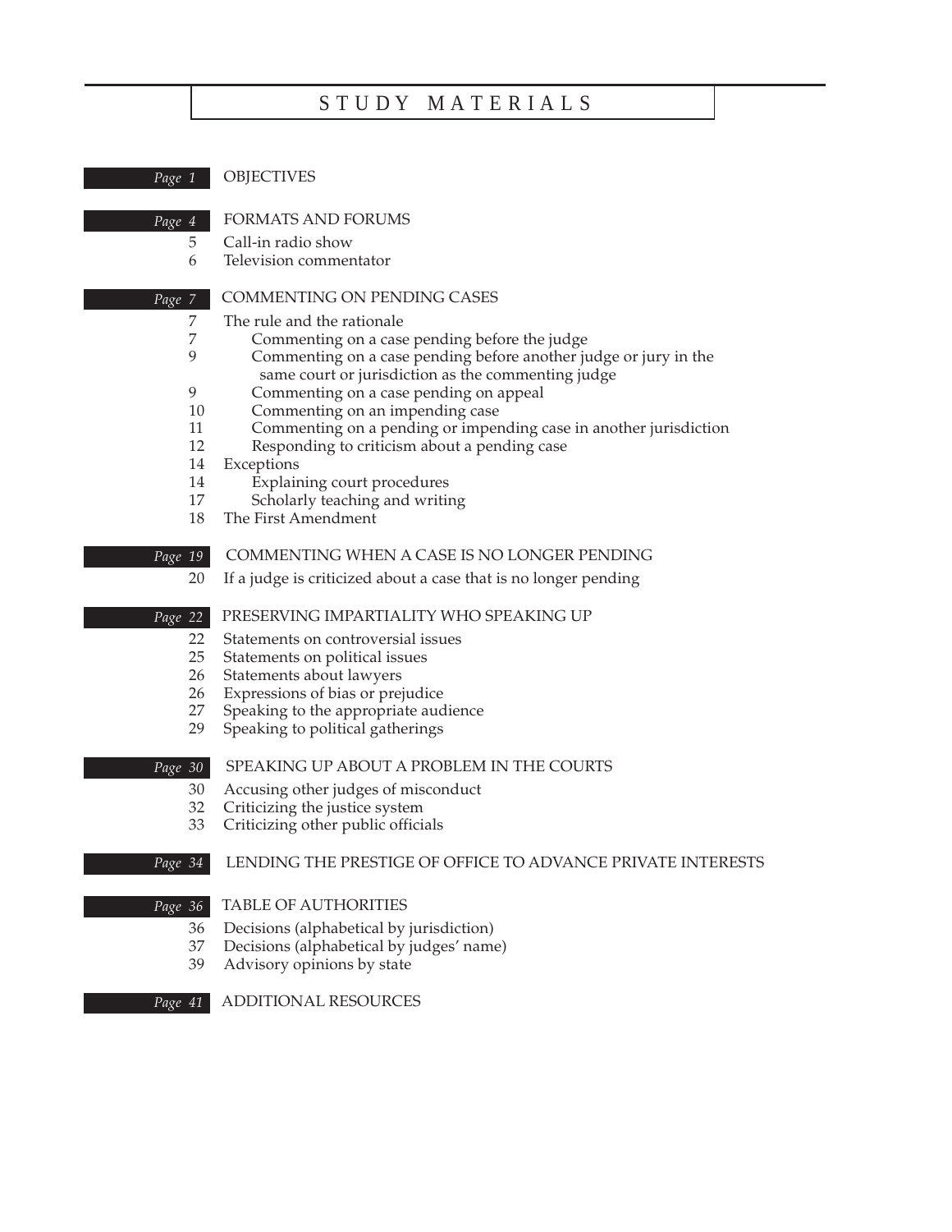# STUDY MATERIALS

*Page 1* OBJECTIVES

*Page 4* FORMATS AND FORUMS

- 5 Call-in radio show
- 6 Television commentator

*Page 7* COMMENTING ON PENDING CASES

- 7 The rule and the rationale
  - 7 Commenting on a case pending before the judge
  - 9 Commenting on a case pending before another judge or jury in the same court or jurisdiction as the commenting judge
  - 9 Commenting on a case pending on appeal
  - 10 Commenting on an impending case
  - 11 Commenting on a pending or impending case in another jurisdiction
  - 12 Responding to criticism about a pending case
- 14 Exceptions
  - 14 Explaining court procedures
  - 17 Scholarly teaching and writing
- 18 The First Amendment

*Page 19* COMMENTING WHEN A CASE IS NO LONGER PENDING

- 20 If a judge is criticized about a case that is no longer pending

*Page 22* PRESERVING IMPARTIALITY WHO SPEAKING UP

- 22 Statements on controversial issues
- 25 Statements on political issues
- 26 Statements about lawyers
- 26 Expressions of bias or prejudice
- 27 Speaking to the appropriate audience
- 29 Speaking to political gatherings

*Page 30* SPEAKING UP ABOUT A PROBLEM IN THE COURTS

- 30 Accusing other judges of misconduct
- 32 Criticizing the justice system
- 33 Criticizing other public officials

*Page 34* LENDING THE PRESTIGE OF OFFICE TO ADVANCE PRIVATE INTERESTS

*Page 36* TABLE OF AUTHORITIES

- 36 Decisions (alphabetical by jurisdiction)
- 37 Decisions (alphabetical by judges' name)
- 39 Advisory opinions by state

*Page 41* ADDITIONAL RESOURCES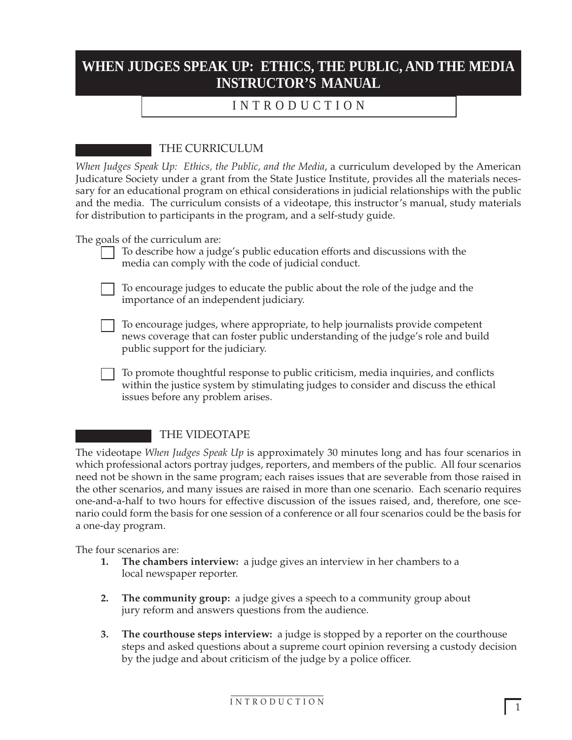# WHEN JUDGES SPEAK UP: ETHICS, THE PUBLIC, AND THE MEDIA INSTRUCTOR'S MANUAL

## INTRODUCTION

### THE CURRICULUM

*When Judges Speak Up: Ethics, the Public, and the Media*, a curriculum developed by the American Judicature Society under a grant from the State Justice Institute, provides all the materials necessary for an educational program on ethical considerations in judicial relationships with the public and the media. The curriculum consists of a videotape, this instructor's manual, study materials for distribution to participants in the program, and a self-study guide.

The goals of the curriculum are:

- To describe how a judge's public education efforts and discussions with the media can comply with the code of judicial conduct.
- To encourage judges to educate the public about the role of the judge and the importance of an independent judiciary.
- To encourage judges, where appropriate, to help journalists provide competent news coverage that can foster public understanding of the judge's role and build public support for the judiciary.
- To promote thoughtful response to public criticism, media inquiries, and conflicts within the justice system by stimulating judges to consider and discuss the ethical issues before any problem arises.

### THE VIDEOTAPE

The videotape *When Judges Speak Up* is approximately 30 minutes long and has four scenarios in which professional actors portray judges, reporters, and members of the public. All four scenarios need not be shown in the same program; each raises issues that are severable from those raised in the other scenarios, and many issues are raised in more than one scenario. Each scenario requires one-and-a-half to two hours for effective discussion of the issues raised, and, therefore, one scenario could form the basis for one session of a conference or all four scenarios could be the basis for a one-day program.

The four scenarios are:

1. **The chambers interview:** a judge gives an interview in her chambers to a local newspaper reporter.
2. **The community group:** a judge gives a speech to a community group about jury reform and answers questions from the audience.
3. **The courthouse steps interview:** a judge is stopped by a reporter on the courthouse steps and asked questions about a supreme court opinion reversing a custody decision by the judge and about criticism of the judge by a police officer.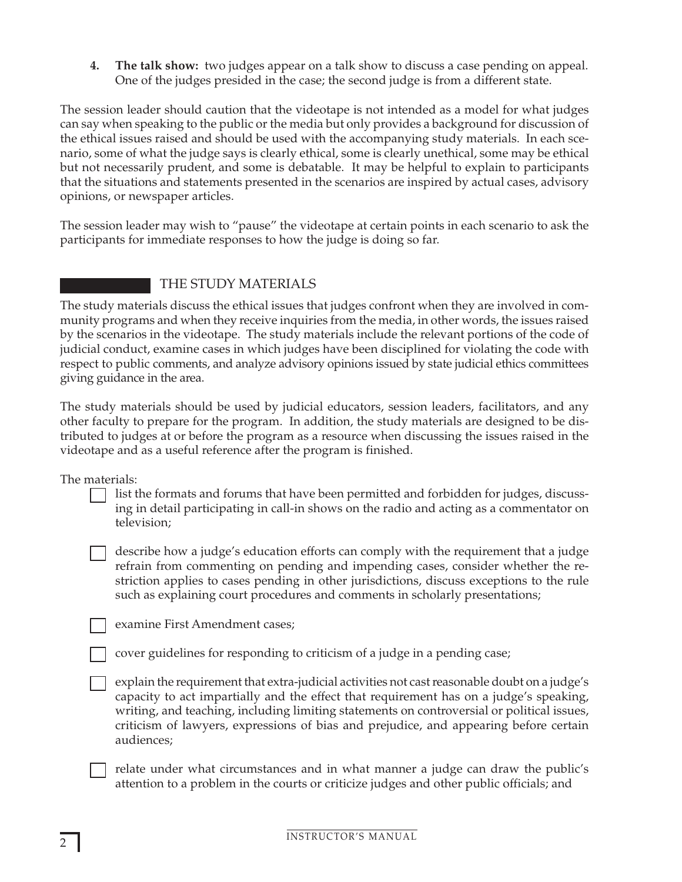4. **The talk show:** two judges appear on a talk show to discuss a case pending on appeal. One of the judges presided in the case; the second judge is from a different state.

The session leader should caution that the videotape is not intended as a model for what judges can say when speaking to the public or the media but only provides a background for discussion of the ethical issues raised and should be used with the accompanying study materials. In each scenario, some of what the judge says is clearly ethical, some is clearly unethical, some may be ethical but not necessarily prudent, and some is debatable. It may be helpful to explain to participants that the situations and statements presented in the scenarios are inspired by actual cases, advisory opinions, or newspaper articles.

The session leader may wish to "pause" the videotape at certain points in each scenario to ask the participants for immediate responses to how the judge is doing so far.

## THE STUDY MATERIALS

The study materials discuss the ethical issues that judges confront when they are involved in community programs and when they receive inquiries from the media, in other words, the issues raised by the scenarios in the videotape. The study materials include the relevant portions of the code of judicial conduct, examine cases in which judges have been disciplined for violating the code with respect to public comments, and analyze advisory opinions issued by state judicial ethics committees giving guidance in the area.

The study materials should be used by judicial educators, session leaders, facilitators, and any other faculty to prepare for the program. In addition, the study materials are designed to be distributed to judges at or before the program as a resource when discussing the issues raised in the videotape and as a useful reference after the program is finished.

The materials:

- list the formats and forums that have been permitted and forbidden for judges, discussing in detail participating in call-in shows on the radio and acting as a commentator on television;
- describe how a judge's education efforts can comply with the requirement that a judge refrain from commenting on pending and impending cases, consider whether the restriction applies to cases pending in other jurisdictions, discuss exceptions to the rule such as explaining court procedures and comments in scholarly presentations;
- examine First Amendment cases;
- cover guidelines for responding to criticism of a judge in a pending case;
- explain the requirement that extra-judicial activities not cast reasonable doubt on a judge's capacity to act impartially and the effect that requirement has on a judge's speaking, writing, and teaching, including limiting statements on controversial or political issues, criticism of lawyers, expressions of bias and prejudice, and appearing before certain audiences;
- relate under what circumstances and in what manner a judge can draw the public's attention to a problem in the courts or criticize judges and other public officials; and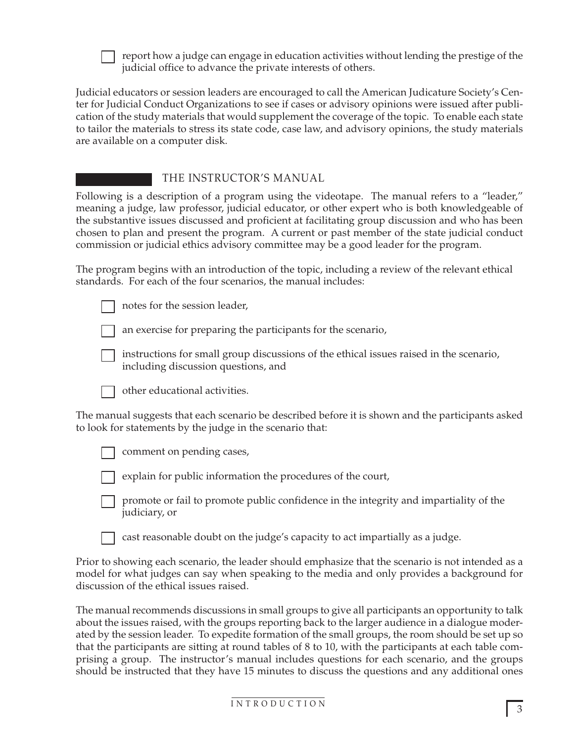- report how a judge can engage in education activities without lending the prestige of the judicial office to advance the private interests of others.

Judicial educators or session leaders are encouraged to call the American Judicature Society's Center for Judicial Conduct Organizations to see if cases or advisory opinions were issued after publication of the study materials that would supplement the coverage of the topic. To enable each state to tailor the materials to stress its state code, case law, and advisory opinions, the study materials are available on a computer disk.

## THE INSTRUCTOR'S MANUAL

Following is a description of a program using the videotape. The manual refers to a "leader," meaning a judge, law professor, judicial educator, or other expert who is both knowledgeable of the substantive issues discussed and proficient at facilitating group discussion and who has been chosen to plan and present the program. A current or past member of the state judicial conduct commission or judicial ethics advisory committee may be a good leader for the program.

The program begins with an introduction of the topic, including a review of the relevant ethical standards. For each of the four scenarios, the manual includes:

- notes for the session leader,
- an exercise for preparing the participants for the scenario,
- instructions for small group discussions of the ethical issues raised in the scenario, including discussion questions, and
- other educational activities.

The manual suggests that each scenario be described before it is shown and the participants asked to look for statements by the judge in the scenario that:

- comment on pending cases,
- explain for public information the procedures of the court,
- promote or fail to promote public confidence in the integrity and impartiality of the judiciary, or
- cast reasonable doubt on the judge's capacity to act impartially as a judge.

Prior to showing each scenario, the leader should emphasize that the scenario is not intended as a model for what judges can say when speaking to the media and only provides a background for discussion of the ethical issues raised.

The manual recommends discussions in small groups to give all participants an opportunity to talk about the issues raised, with the groups reporting back to the larger audience in a dialogue moderated by the session leader. To expedite formation of the small groups, the room should be set up so that the participants are sitting at round tables of 8 to 10, with the participants at each table comprising a group. The instructor's manual includes questions for each scenario, and the groups should be instructed that they have 15 minutes to discuss the questions and any additional ones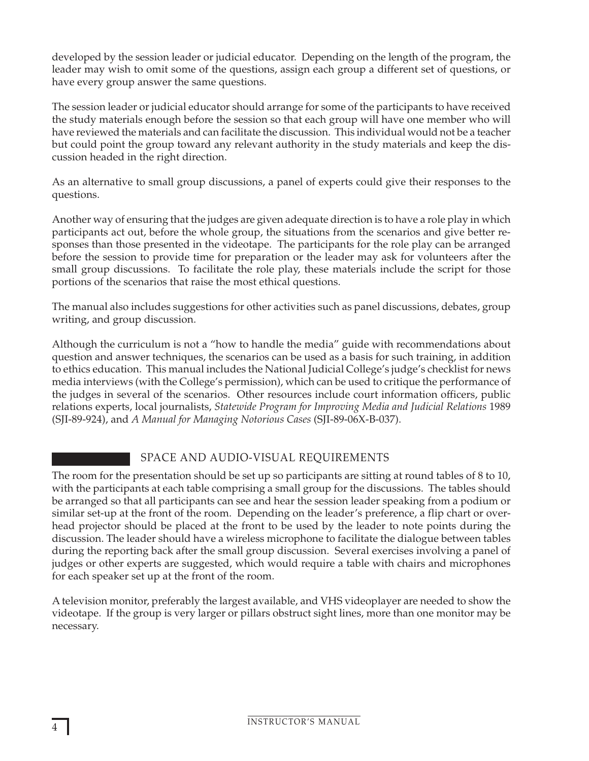developed by the session leader or judicial educator. Depending on the length of the program, the leader may wish to omit some of the questions, assign each group a different set of questions, or have every group answer the same questions.

The session leader or judicial educator should arrange for some of the participants to have received the study materials enough before the session so that each group will have one member who will have reviewed the materials and can facilitate the discussion. This individual would not be a teacher but could point the group toward any relevant authority in the study materials and keep the discussion headed in the right direction.

As an alternative to small group discussions, a panel of experts could give their responses to the questions.

Another way of ensuring that the judges are given adequate direction is to have a role play in which participants act out, before the whole group, the situations from the scenarios and give better responses than those presented in the videotape. The participants for the role play can be arranged before the session to provide time for preparation or the leader may ask for volunteers after the small group discussions. To facilitate the role play, these materials include the script for those portions of the scenarios that raise the most ethical questions.

The manual also includes suggestions for other activities such as panel discussions, debates, group writing, and group discussion.

Although the curriculum is not a "how to handle the media" guide with recommendations about question and answer techniques, the scenarios can be used as a basis for such training, in addition to ethics education. This manual includes the National Judicial College's judge's checklist for news media interviews (with the College's permission), which can be used to critique the performance of the judges in several of the scenarios. Other resources include court information officers, public relations experts, local journalists, *Statewide Program for Improving Media and Judicial Relations* 1989 (SJI-89-924), and *A Manual for Managing Notorious Cases* (SJI-89-06X-B-037).

## SPACE AND AUDIO-VISUAL REQUIREMENTS

The room for the presentation should be set up so participants are sitting at round tables of 8 to 10, with the participants at each table comprising a small group for the discussions. The tables should be arranged so that all participants can see and hear the session leader speaking from a podium or similar set-up at the front of the room. Depending on the leader's preference, a flip chart or overhead projector should be placed at the front to be used by the leader to note points during the discussion. The leader should have a wireless microphone to facilitate the dialogue between tables during the reporting back after the small group discussion. Several exercises involving a panel of judges or other experts are suggested, which would require a table with chairs and microphones for each speaker set up at the front of the room.

A television monitor, preferably the largest available, and VHS videoplayer are needed to show the videotape. If the group is very larger or pillars obstruct sight lines, more than one monitor may be necessary.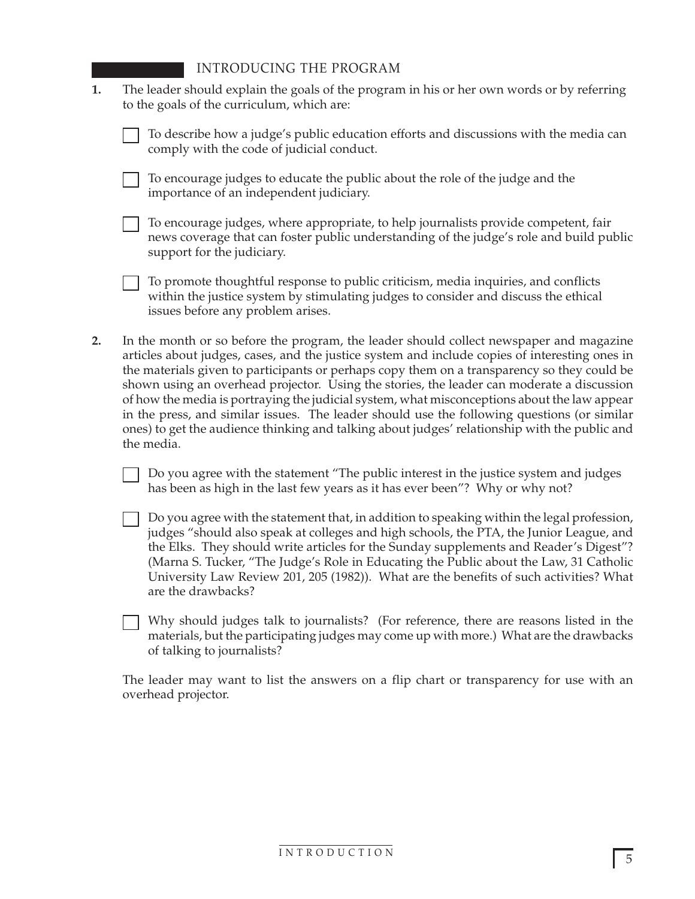## INTRODUCING THE PROGRAM

1. The leader should explain the goals of the program in his or her own words or by referring to the goals of the curriculum, which are:

   - To describe how a judge's public education efforts and discussions with the media can comply with the code of judicial conduct.
   - To encourage judges to educate the public about the role of the judge and the importance of an independent judiciary.
   - To encourage judges, where appropriate, to help journalists provide competent, fair news coverage that can foster public understanding of the judge's role and build public support for the judiciary.
   - To promote thoughtful response to public criticism, media inquiries, and conflicts within the justice system by stimulating judges to consider and discuss the ethical issues before any problem arises.

2. In the month or so before the program, the leader should collect newspaper and magazine articles about judges, cases, and the justice system and include copies of interesting ones in the materials given to participants or perhaps copy them on a transparency so they could be shown using an overhead projector. Using the stories, the leader can moderate a discussion of how the media is portraying the judicial system, what misconceptions about the law appear in the press, and similar issues. The leader should use the following questions (or similar ones) to get the audience thinking and talking about judges' relationship with the public and the media.

   - Do you agree with the statement "The public interest in the justice system and judges has been as high in the last few years as it has ever been"? Why or why not?
   - Do you agree with the statement that, in addition to speaking within the legal profession, judges "should also speak at colleges and high schools, the PTA, the Junior League, and the Elks. They should write articles for the Sunday supplements and Reader's Digest"? (Marna S. Tucker, "The Judge's Role in Educating the Public about the Law, 31 Catholic University Law Review 201, 205 (1982)). What are the benefits of such activities? What are the drawbacks?
   - Why should judges talk to journalists? (For reference, there are reasons listed in the materials, but the participating judges may come up with more.) What are the drawbacks of talking to journalists?

   The leader may want to list the answers on a flip chart or transparency for use with an overhead projector.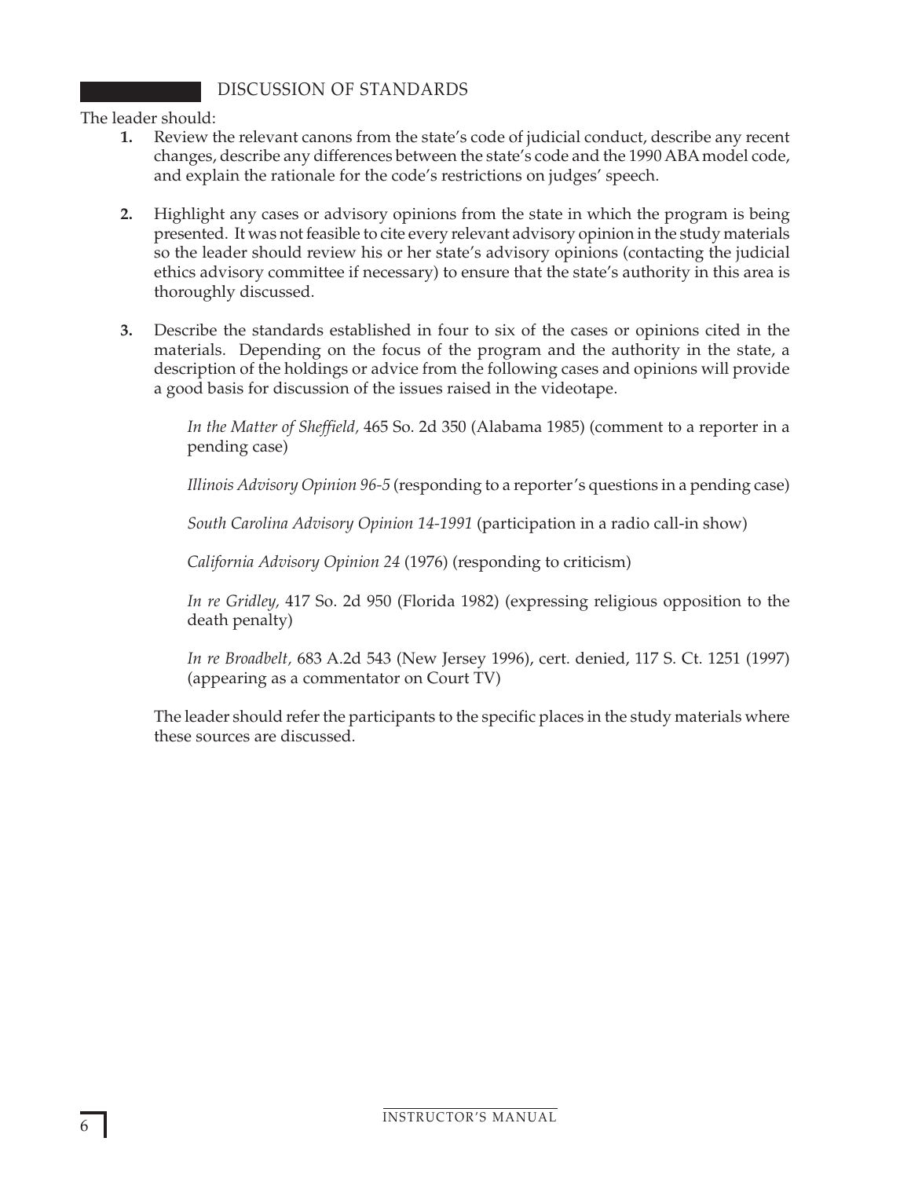## DISCUSSION OF STANDARDS

The leader should:

1. Review the relevant canons from the state's code of judicial conduct, describe any recent changes, describe any differences between the state's code and the 1990 ABA model code, and explain the rationale for the code's restrictions on judges' speech.

2. Highlight any cases or advisory opinions from the state in which the program is being presented. It was not feasible to cite every relevant advisory opinion in the study materials so the leader should review his or her state's advisory opinions (contacting the judicial ethics advisory committee if necessary) to ensure that the state's authority in this area is thoroughly discussed.

3. Describe the standards established in four to six of the cases or opinions cited in the materials. Depending on the focus of the program and the authority in the state, a description of the holdings or advice from the following cases and opinions will provide a good basis for discussion of the issues raised in the videotape.

   *In the Matter of Sheffield*, 465 So. 2d 350 (Alabama 1985) (comment to a reporter in a pending case)

   *Illinois Advisory Opinion 96-5* (responding to a reporter's questions in a pending case)

   *South Carolina Advisory Opinion 14-1991* (participation in a radio call-in show)

   *California Advisory Opinion 24* (1976) (responding to criticism)

   *In re Gridley*, 417 So. 2d 950 (Florida 1982) (expressing religious opposition to the death penalty)

   *In re Broadbelt*, 683 A.2d 543 (New Jersey 1996), cert. denied, 117 S. Ct. 1251 (1997) (appearing as a commentator on Court TV)

   The leader should refer the participants to the specific places in the study materials where these sources are discussed.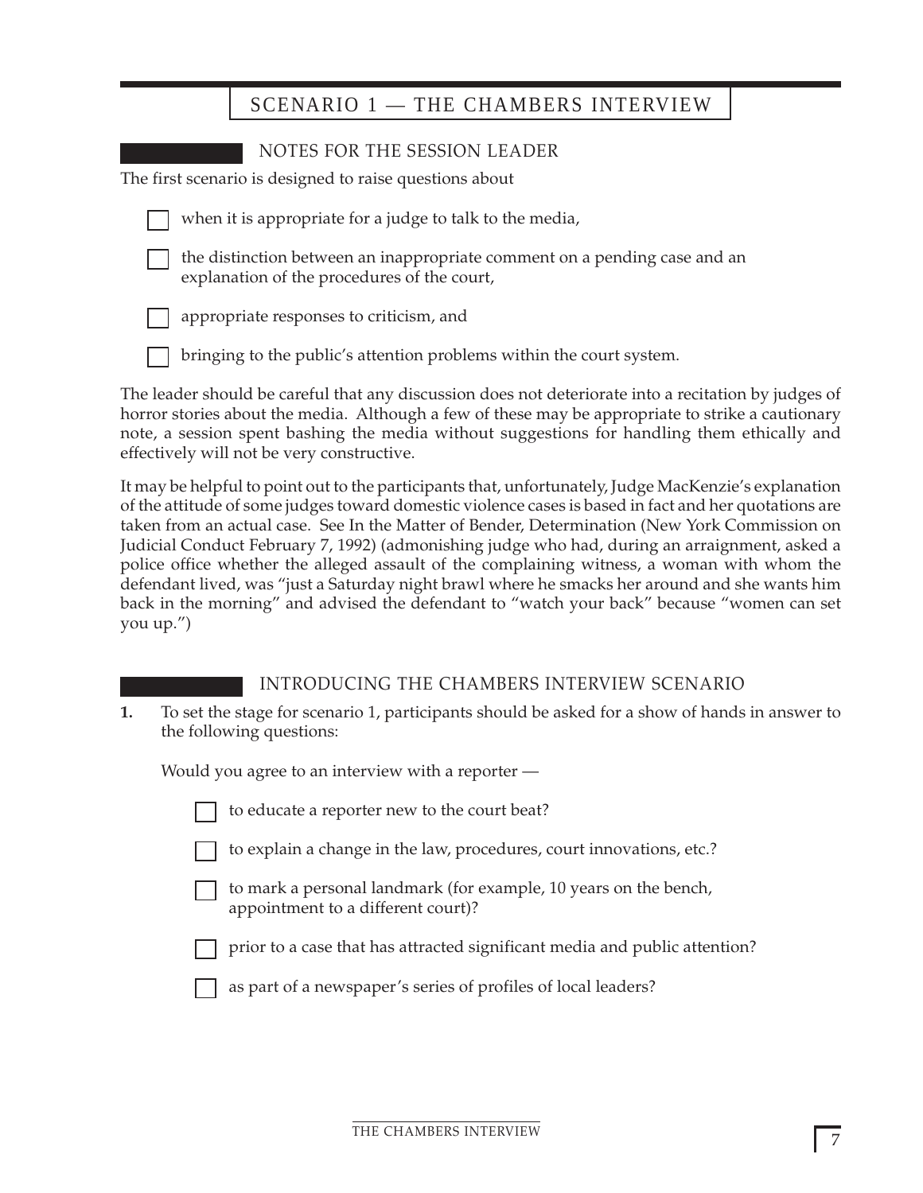## SCENARIO 1 — THE CHAMBERS INTERVIEW

### NOTES FOR THE SESSION LEADER

The first scenario is designed to raise questions about

- when it is appropriate for a judge to talk to the media,
- the distinction between an inappropriate comment on a pending case and an explanation of the procedures of the court,
- appropriate responses to criticism, and
- bringing to the public's attention problems within the court system.

The leader should be careful that any discussion does not deteriorate into a recitation by judges of horror stories about the media. Although a few of these may be appropriate to strike a cautionary note, a session spent bashing the media without suggestions for handling them ethically and effectively will not be very constructive.

It may be helpful to point out to the participants that, unfortunately, Judge MacKenzie's explanation of the attitude of some judges toward domestic violence cases is based in fact and her quotations are taken from an actual case. See In the Matter of Bender, Determination (New York Commission on Judicial Conduct February 7, 1992) (admonishing judge who had, during an arraignment, asked a police office whether the alleged assault of the complaining witness, a woman with whom the defendant lived, was "just a Saturday night brawl where he smacks her around and she wants him back in the morning" and advised the defendant to "watch your back" because "women can set you up.")

### INTRODUCING THE CHAMBERS INTERVIEW SCENARIO

**1.** To set the stage for scenario 1, participants should be asked for a show of hands in answer to the following questions:

Would you agree to an interview with a reporter —

- to educate a reporter new to the court beat?
- to explain a change in the law, procedures, court innovations, etc.?
- to mark a personal landmark (for example, 10 years on the bench, appointment to a different court)?
- prior to a case that has attracted significant media and public attention?
- as part of a newspaper's series of profiles of local leaders?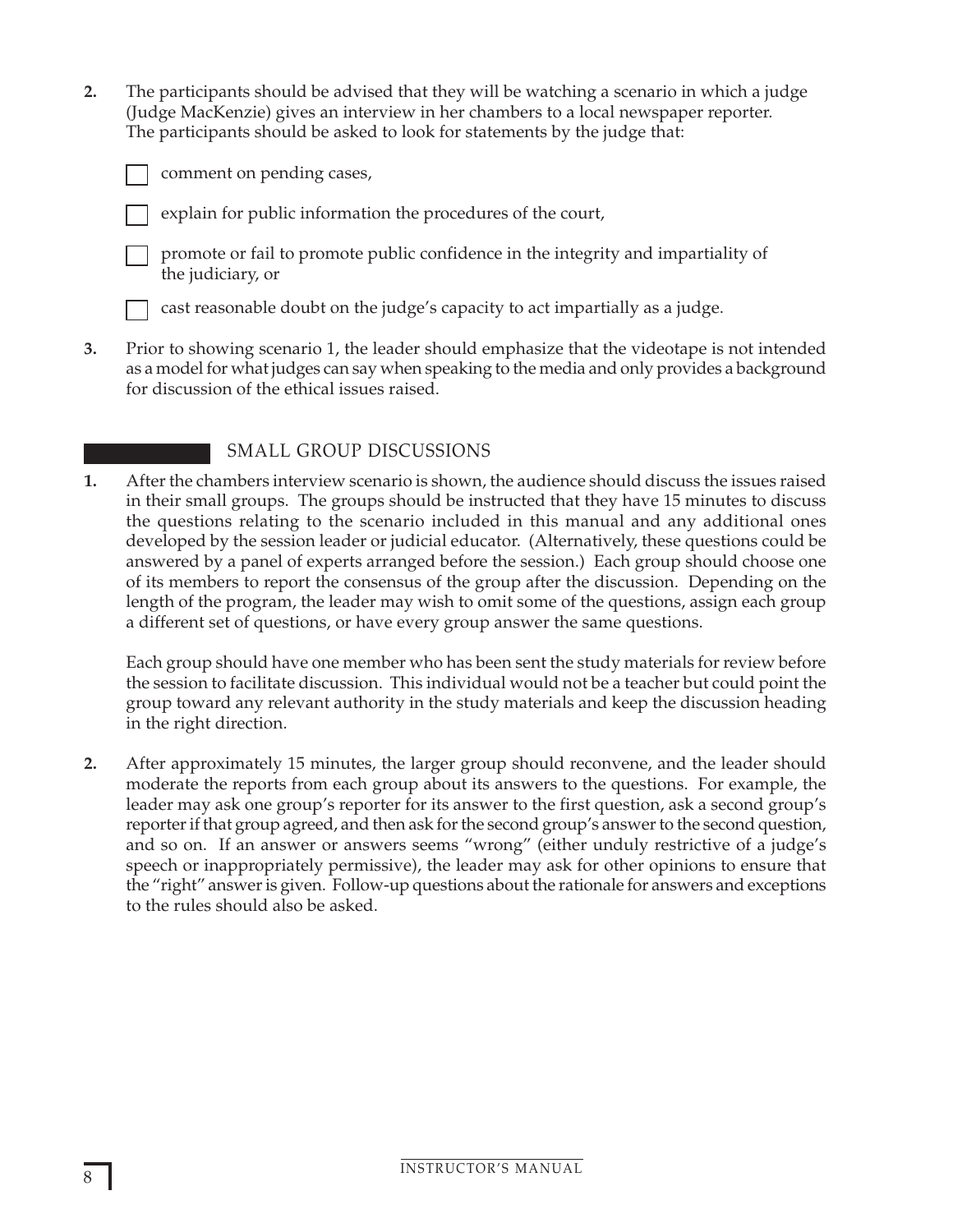2. The participants should be advised that they will be watching a scenario in which a judge (Judge MacKenzie) gives an interview in her chambers to a local newspaper reporter. The participants should be asked to look for statements by the judge that:

   - [ ] comment on pending cases,
   - [ ] explain for public information the procedures of the court,
   - [ ] promote or fail to promote public confidence in the integrity and impartiality of the judiciary, or
   - [ ] cast reasonable doubt on the judge's capacity to act impartially as a judge.

3. Prior to showing scenario 1, the leader should emphasize that the videotape is not intended as a model for what judges can say when speaking to the media and only provides a background for discussion of the ethical issues raised.

## SMALL GROUP DISCUSSIONS

1. After the chambers interview scenario is shown, the audience should discuss the issues raised in their small groups. The groups should be instructed that they have 15 minutes to discuss the questions relating to the scenario included in this manual and any additional ones developed by the session leader or judicial educator. (Alternatively, these questions could be answered by a panel of experts arranged before the session.) Each group should choose one of its members to report the consensus of the group after the discussion. Depending on the length of the program, the leader may wish to omit some of the questions, assign each group a different set of questions, or have every group answer the same questions.

   Each group should have one member who has been sent the study materials for review before the session to facilitate discussion. This individual would not be a teacher but could point the group toward any relevant authority in the study materials and keep the discussion heading in the right direction.

2. After approximately 15 minutes, the larger group should reconvene, and the leader should moderate the reports from each group about its answers to the questions. For example, the leader may ask one group's reporter for its answer to the first question, ask a second group's reporter if that group agreed, and then ask for the second group's answer to the second question, and so on. If an answer or answers seems "wrong" (either unduly restrictive of a judge's speech or inappropriately permissive), the leader may ask for other opinions to ensure that the "right" answer is given. Follow-up questions about the rationale for answers and exceptions to the rules should also be asked.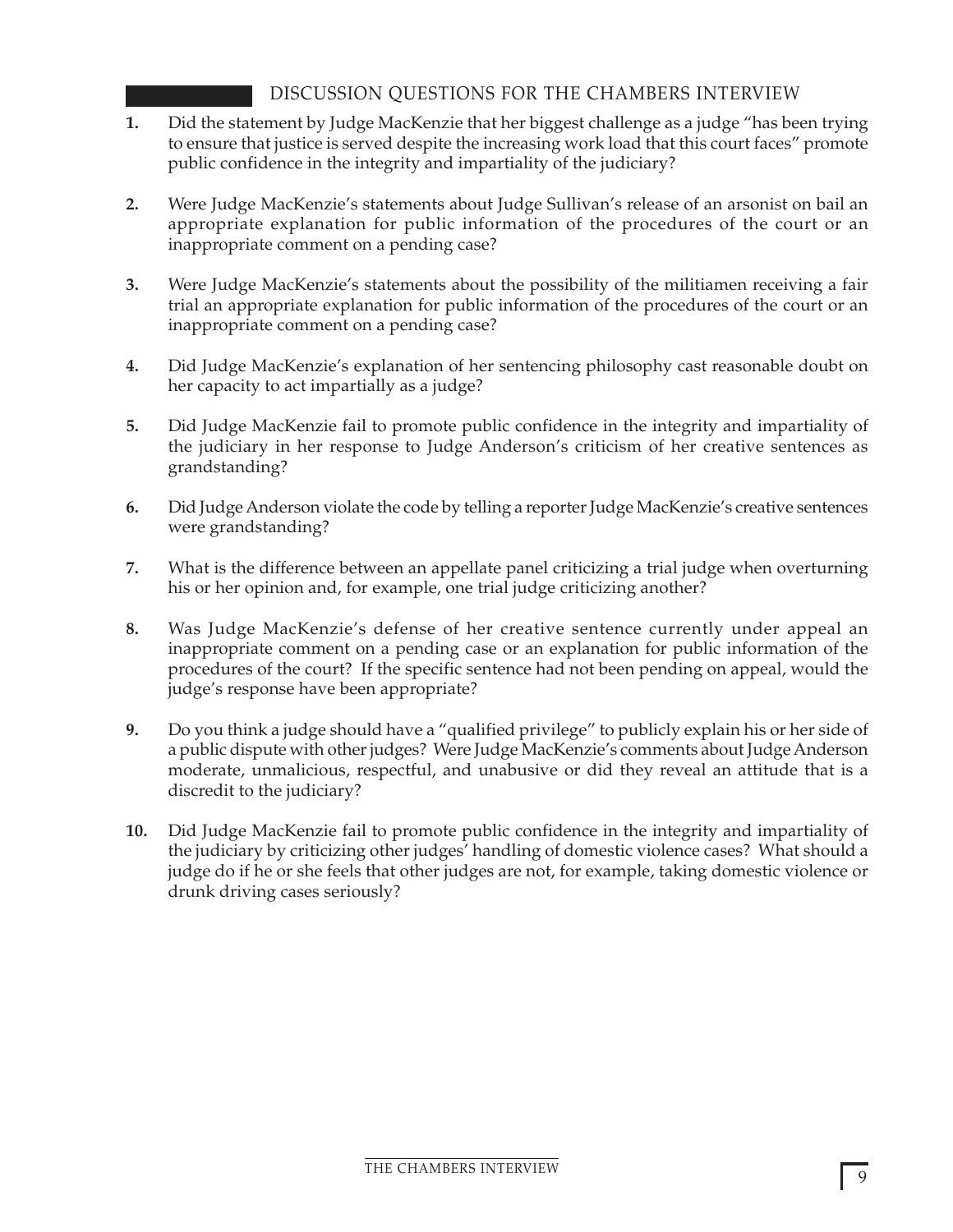## DISCUSSION QUESTIONS FOR THE CHAMBERS INTERVIEW

**1.** Did the statement by Judge MacKenzie that her biggest challenge as a judge "has been trying to ensure that justice is served despite the increasing work load that this court faces" promote public confidence in the integrity and impartiality of the judiciary?

**2.** Were Judge MacKenzie's statements about Judge Sullivan's release of an arsonist on bail an appropriate explanation for public information of the procedures of the court or an inappropriate comment on a pending case?

**3.** Were Judge MacKenzie's statements about the possibility of the militiamen receiving a fair trial an appropriate explanation for public information of the procedures of the court or an inappropriate comment on a pending case?

**4.** Did Judge MacKenzie's explanation of her sentencing philosophy cast reasonable doubt on her capacity to act impartially as a judge?

**5.** Did Judge MacKenzie fail to promote public confidence in the integrity and impartiality of the judiciary in her response to Judge Anderson's criticism of her creative sentences as grandstanding?

**6.** Did Judge Anderson violate the code by telling a reporter Judge MacKenzie's creative sentences were grandstanding?

**7.** What is the difference between an appellate panel criticizing a trial judge when overturning his or her opinion and, for example, one trial judge criticizing another?

**8.** Was Judge MacKenzie's defense of her creative sentence currently under appeal an inappropriate comment on a pending case or an explanation for public information of the procedures of the court? If the specific sentence had not been pending on appeal, would the judge's response have been appropriate?

**9.** Do you think a judge should have a "qualified privilege" to publicly explain his or her side of a public dispute with other judges? Were Judge MacKenzie's comments about Judge Anderson moderate, unmalicious, respectful, and unabusive or did they reveal an attitude that is a discredit to the judiciary?

**10.** Did Judge MacKenzie fail to promote public confidence in the integrity and impartiality of the judiciary by criticizing other judges' handling of domestic violence cases? What should a judge do if he or she feels that other judges are not, for example, taking domestic violence or drunk driving cases seriously?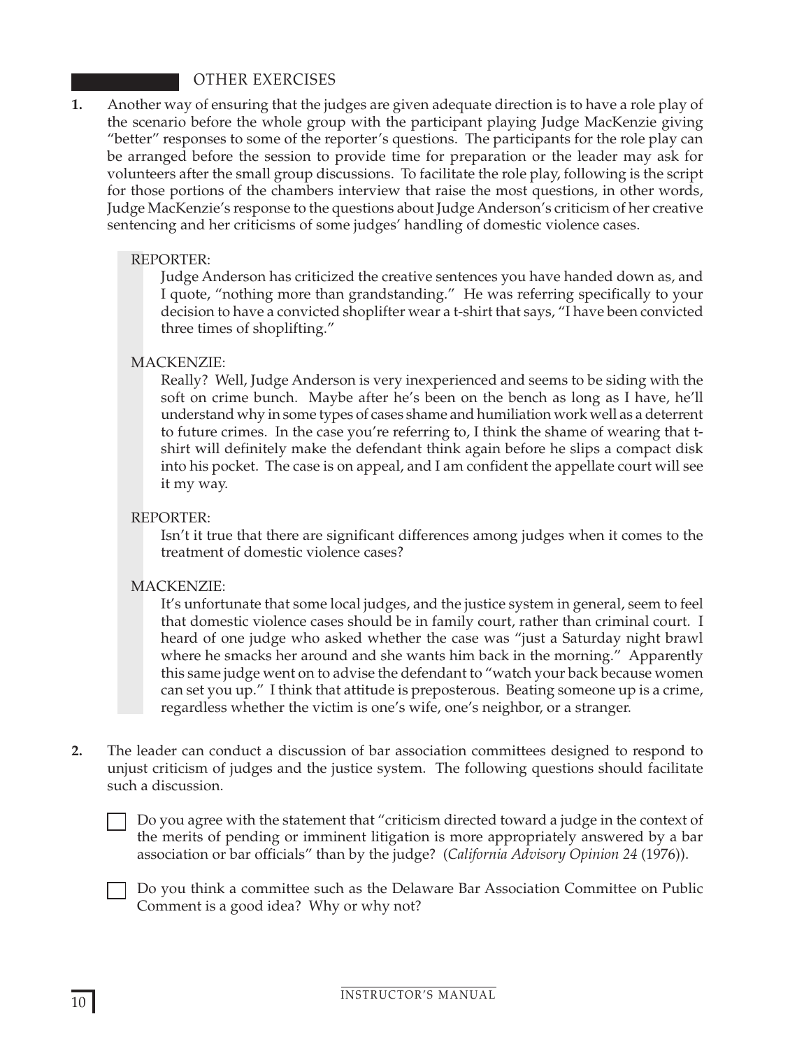## OTHER EXERCISES

**1.** Another way of ensuring that the judges are given adequate direction is to have a role play of the scenario before the whole group with the participant playing Judge MacKenzie giving "better" responses to some of the reporter's questions. The participants for the role play can be arranged before the session to provide time for preparation or the leader may ask for volunteers after the small group discussions. To facilitate the role play, following is the script for those portions of the chambers interview that raise the most questions, in other words, Judge MacKenzie's response to the questions about Judge Anderson's criticism of her creative sentencing and her criticisms of some judges' handling of domestic violence cases.

> REPORTER:
>
> Judge Anderson has criticized the creative sentences you have handed down as, and I quote, "nothing more than grandstanding." He was referring specifically to your decision to have a convicted shoplifter wear a t-shirt that says, "I have been convicted three times of shoplifting."
>
> MACKENZIE:
>
> Really? Well, Judge Anderson is very inexperienced and seems to be siding with the soft on crime bunch. Maybe after he's been on the bench as long as I have, he'll understand why in some types of cases shame and humiliation work well as a deterrent to future crimes. In the case you're referring to, I think the shame of wearing that t-shirt will definitely make the defendant think again before he slips a compact disk into his pocket. The case is on appeal, and I am confident the appellate court will see it my way.
>
> REPORTER:
>
> Isn't it true that there are significant differences among judges when it comes to the treatment of domestic violence cases?
>
> MACKENZIE:
>
> It's unfortunate that some local judges, and the justice system in general, seem to feel that domestic violence cases should be in family court, rather than criminal court. I heard of one judge who asked whether the case was "just a Saturday night brawl where he smacks her around and she wants him back in the morning." Apparently this same judge went on to advise the defendant to "watch your back because women can set you up." I think that attitude is preposterous. Beating someone up is a crime, regardless whether the victim is one's wife, one's neighbor, or a stranger.

**2.** The leader can conduct a discussion of bar association committees designed to respond to unjust criticism of judges and the justice system. The following questions should facilitate such a discussion.

- [ ] Do you agree with the statement that "criticism directed toward a judge in the context of the merits of pending or imminent litigation is more appropriately answered by a bar association or bar officials" than by the judge? (*California Advisory Opinion 24* (1976)).

- [ ] Do you think a committee such as the Delaware Bar Association Committee on Public Comment is a good idea? Why or why not?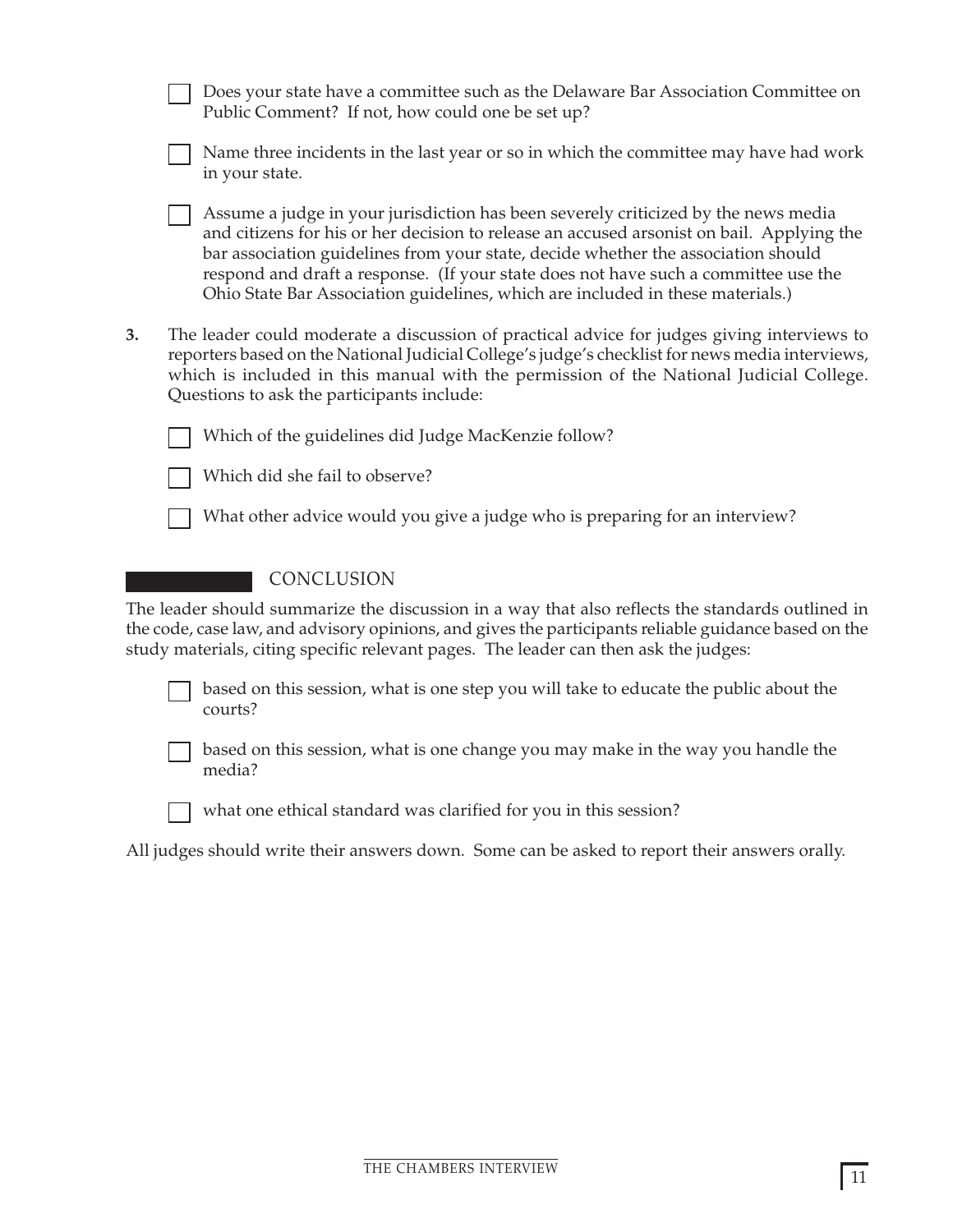- [ ] Does your state have a committee such as the Delaware Bar Association Committee on Public Comment? If not, how could one be set up?

- [ ] Name three incidents in the last year or so in which the committee may have had work in your state.

- [ ] Assume a judge in your jurisdiction has been severely criticized by the news media and citizens for his or her decision to release an accused arsonist on bail. Applying the bar association guidelines from your state, decide whether the association should respond and draft a response. (If your state does not have such a committee use the Ohio State Bar Association guidelines, which are included in these materials.)

**3.** The leader could moderate a discussion of practical advice for judges giving interviews to reporters based on the National Judicial College's judge's checklist for news media interviews, which is included in this manual with the permission of the National Judicial College. Questions to ask the participants include:

- [ ] Which of the guidelines did Judge MacKenzie follow?

- [ ] Which did she fail to observe?

- [ ] What other advice would you give a judge who is preparing for an interview?

## CONCLUSION

The leader should summarize the discussion in a way that also reflects the standards outlined in the code, case law, and advisory opinions, and gives the participants reliable guidance based on the study materials, citing specific relevant pages. The leader can then ask the judges:

- [ ] based on this session, what is one step you will take to educate the public about the courts?

- [ ] based on this session, what is one change you may make in the way you handle the media?

- [ ] what one ethical standard was clarified for you in this session?

All judges should write their answers down. Some can be asked to report their answers orally.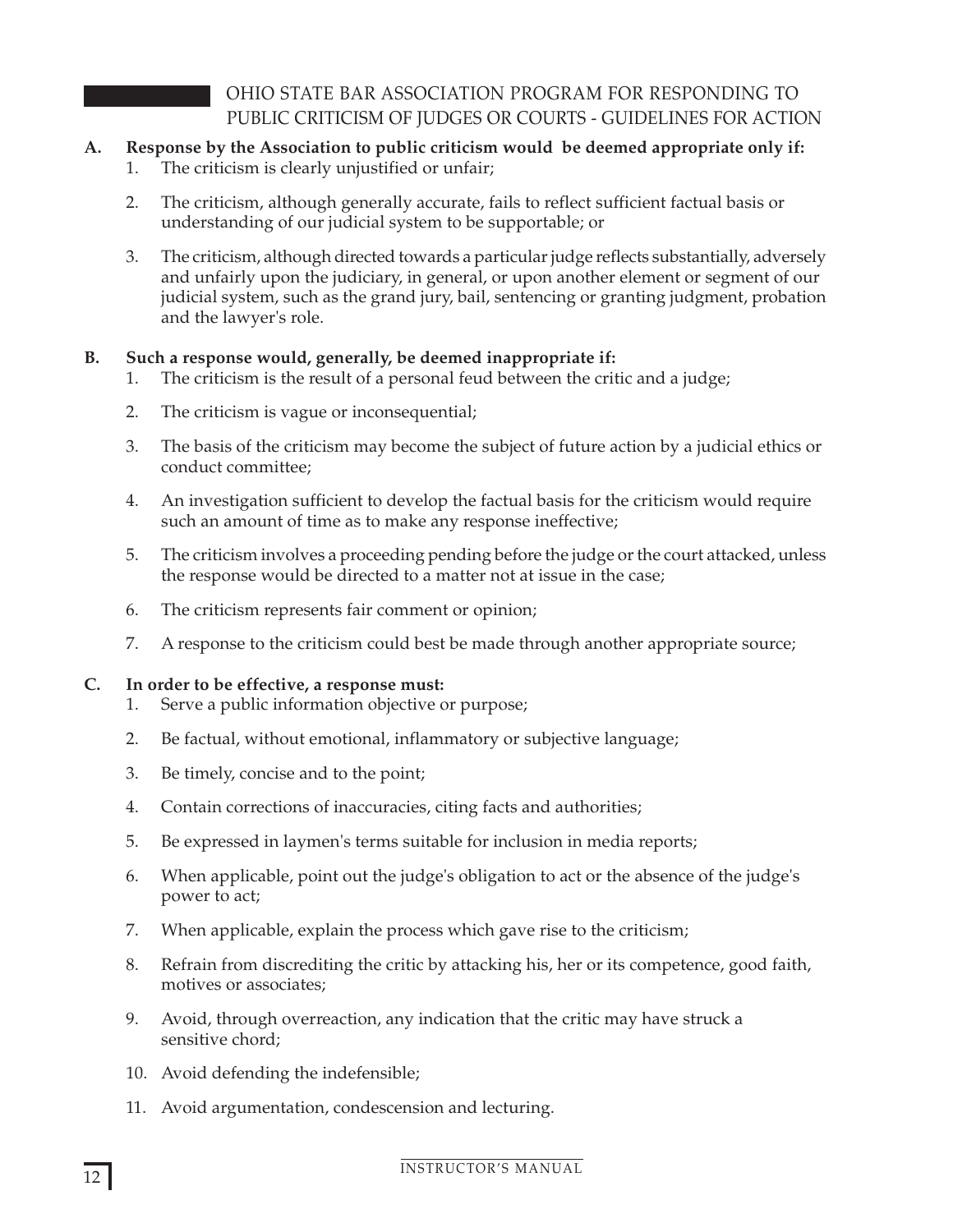# OHIO STATE BAR ASSOCIATION PROGRAM FOR RESPONDING TO PUBLIC CRITICISM OF JUDGES OR COURTS - GUIDELINES FOR ACTION

**A. Response by the Association to public criticism would be deemed appropriate only if:**

1. The criticism is clearly unjustified or unfair;
2. The criticism, although generally accurate, fails to reflect sufficient factual basis or understanding of our judicial system to be supportable; or
3. The criticism, although directed towards a particular judge reflects substantially, adversely and unfairly upon the judiciary, in general, or upon another element or segment of our judicial system, such as the grand jury, bail, sentencing or granting judgment, probation and the lawyer's role.

**B. Such a response would, generally, be deemed inappropriate if:**

1. The criticism is the result of a personal feud between the critic and a judge;
2. The criticism is vague or inconsequential;
3. The basis of the criticism may become the subject of future action by a judicial ethics or conduct committee;
4. An investigation sufficient to develop the factual basis for the criticism would require such an amount of time as to make any response ineffective;
5. The criticism involves a proceeding pending before the judge or the court attacked, unless the response would be directed to a matter not at issue in the case;
6. The criticism represents fair comment or opinion;
7. A response to the criticism could best be made through another appropriate source;

**C. In order to be effective, a response must:**

1. Serve a public information objective or purpose;
2. Be factual, without emotional, inflammatory or subjective language;
3. Be timely, concise and to the point;
4. Contain corrections of inaccuracies, citing facts and authorities;
5. Be expressed in laymen's terms suitable for inclusion in media reports;
6. When applicable, point out the judge's obligation to act or the absence of the judge's power to act;
7. When applicable, explain the process which gave rise to the criticism;
8. Refrain from discrediting the critic by attacking his, her or its competence, good faith, motives or associates;
9. Avoid, through overreaction, any indication that the critic may have struck a sensitive chord;
10. Avoid defending the indefensible;
11. Avoid argumentation, condescension and lecturing.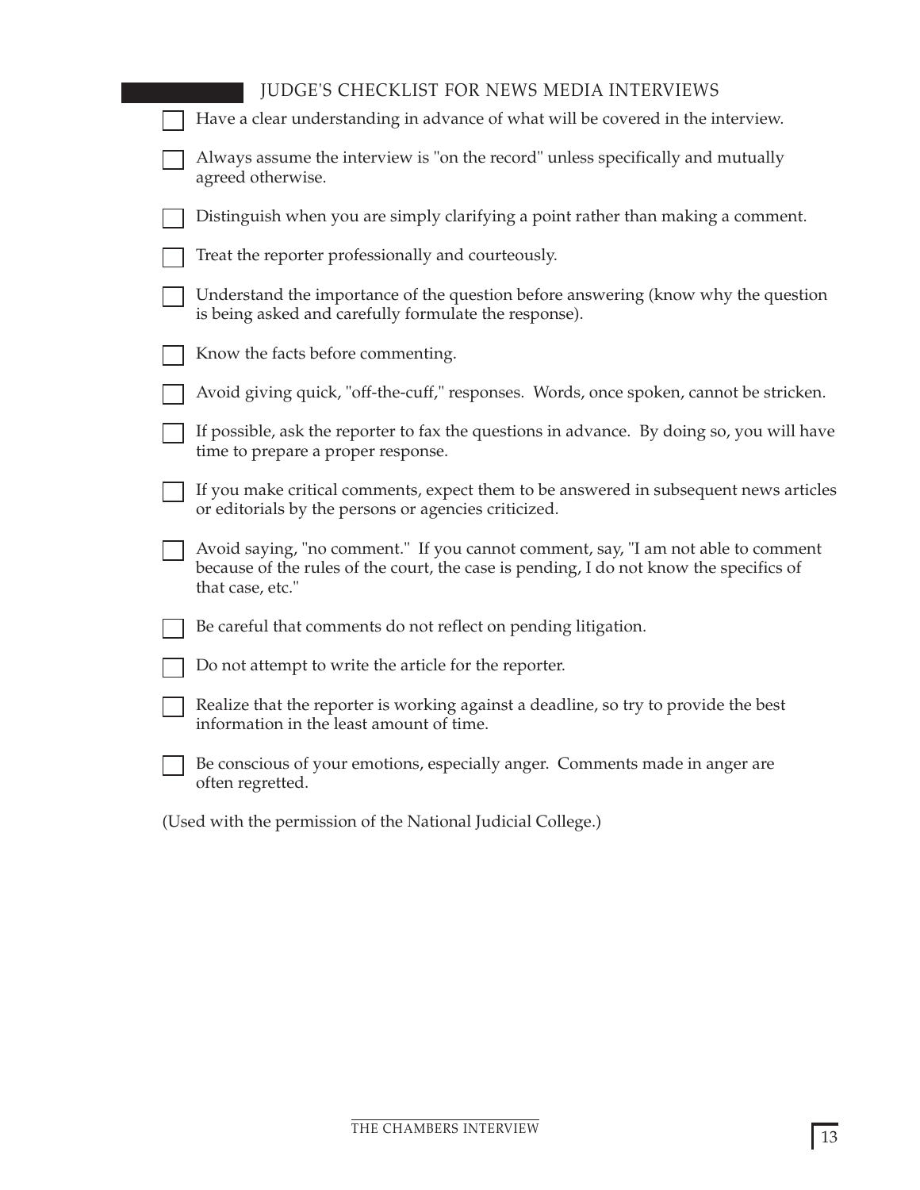## JUDGE'S CHECKLIST FOR NEWS MEDIA INTERVIEWS

- [ ] Have a clear understanding in advance of what will be covered in the interview.
- [ ] Always assume the interview is "on the record" unless specifically and mutually agreed otherwise.
- [ ] Distinguish when you are simply clarifying a point rather than making a comment.
- [ ] Treat the reporter professionally and courteously.
- [ ] Understand the importance of the question before answering (know why the question is being asked and carefully formulate the response).
- [ ] Know the facts before commenting.
- [ ] Avoid giving quick, "off-the-cuff," responses. Words, once spoken, cannot be stricken.
- [ ] If possible, ask the reporter to fax the questions in advance. By doing so, you will have time to prepare a proper response.
- [ ] If you make critical comments, expect them to be answered in subsequent news articles or editorials by the persons or agencies criticized.
- [ ] Avoid saying, "no comment." If you cannot comment, say, "I am not able to comment because of the rules of the court, the case is pending, I do not know the specifics of that case, etc."
- [ ] Be careful that comments do not reflect on pending litigation.
- [ ] Do not attempt to write the article for the reporter.
- [ ] Realize that the reporter is working against a deadline, so try to provide the best information in the least amount of time.
- [ ] Be conscious of your emotions, especially anger. Comments made in anger are often regretted.

(Used with the permission of the National Judicial College.)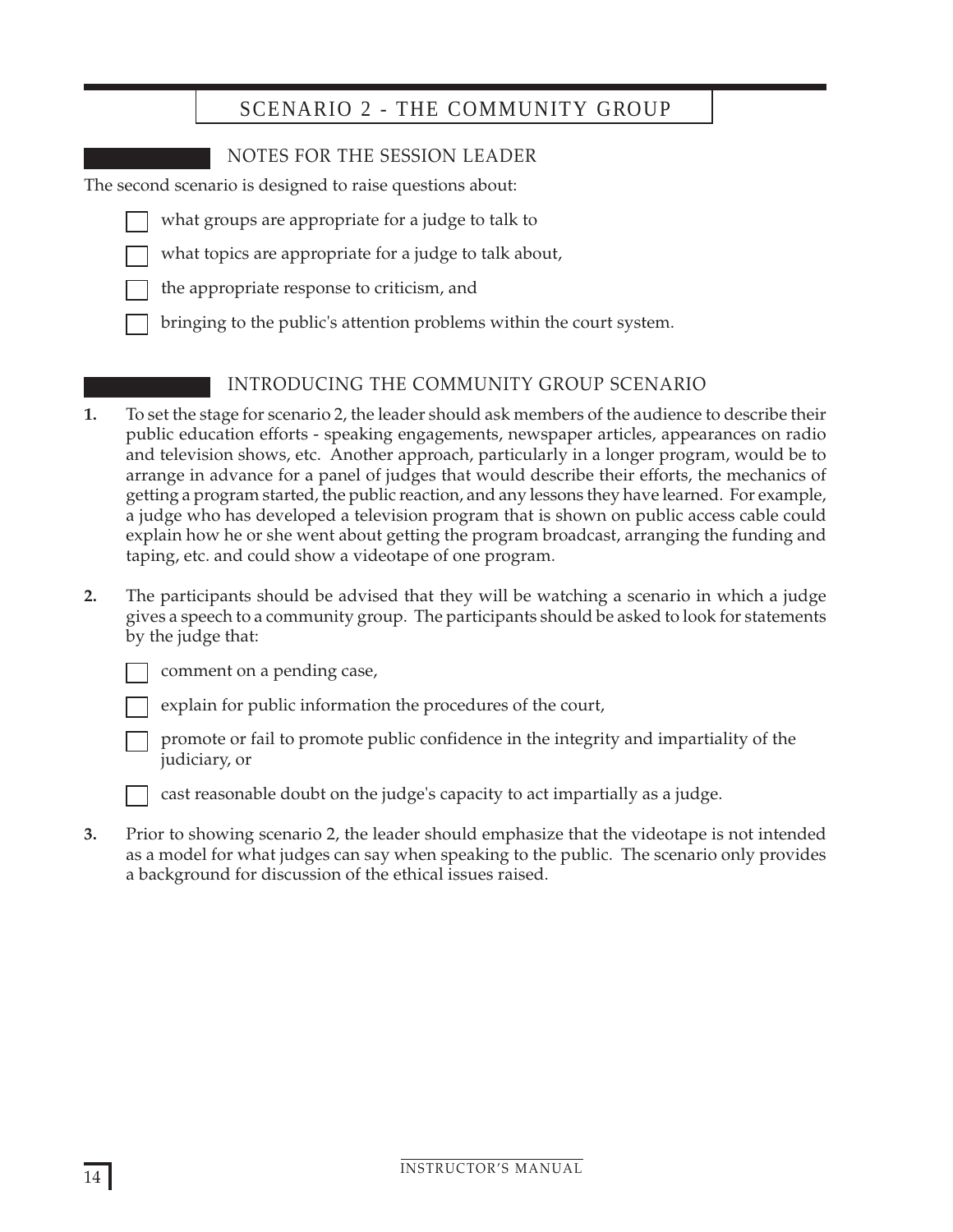# SCENARIO 2 - THE COMMUNITY GROUP

## NOTES FOR THE SESSION LEADER

The second scenario is designed to raise questions about:

- what groups are appropriate for a judge to talk to
- what topics are appropriate for a judge to talk about,
- the appropriate response to criticism, and
- bringing to the public's attention problems within the court system.

## INTRODUCING THE COMMUNITY GROUP SCENARIO

**1.** To set the stage for scenario 2, the leader should ask members of the audience to describe their public education efforts - speaking engagements, newspaper articles, appearances on radio and television shows, etc. Another approach, particularly in a longer program, would be to arrange in advance for a panel of judges that would describe their efforts, the mechanics of getting a program started, the public reaction, and any lessons they have learned. For example, a judge who has developed a television program that is shown on public access cable could explain how he or she went about getting the program broadcast, arranging the funding and taping, etc. and could show a videotape of one program.

**2.** The participants should be advised that they will be watching a scenario in which a judge gives a speech to a community group. The participants should be asked to look for statements by the judge that:

- comment on a pending case,
- explain for public information the procedures of the court,
- promote or fail to promote public confidence in the integrity and impartiality of the judiciary, or
- cast reasonable doubt on the judge's capacity to act impartially as a judge.

**3.** Prior to showing scenario 2, the leader should emphasize that the videotape is not intended as a model for what judges can say when speaking to the public. The scenario only provides a background for discussion of the ethical issues raised.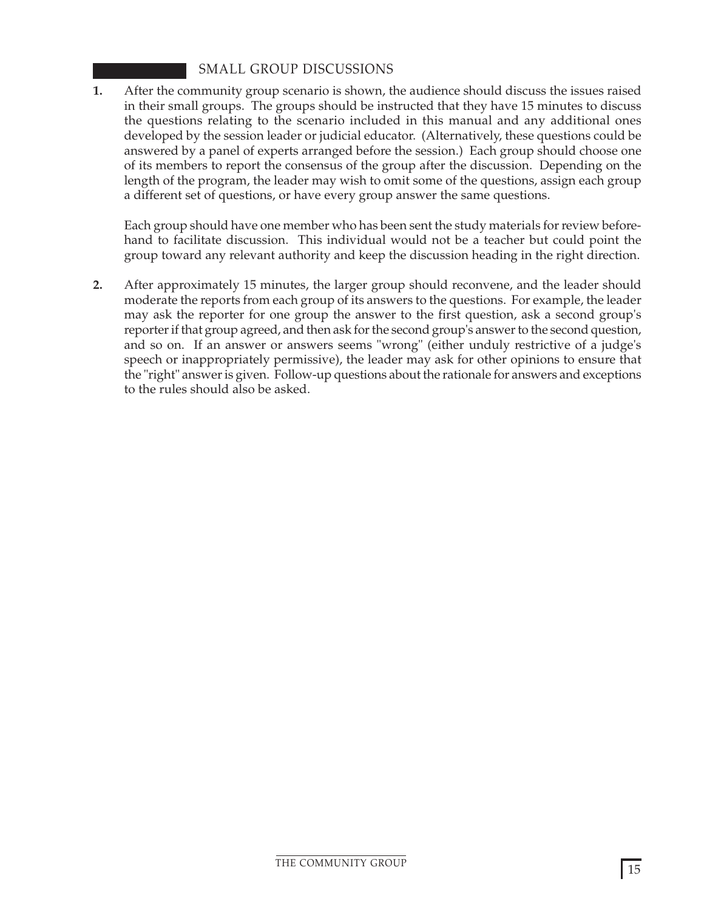## SMALL GROUP DISCUSSIONS

**1.** After the community group scenario is shown, the audience should discuss the issues raised in their small groups. The groups should be instructed that they have 15 minutes to discuss the questions relating to the scenario included in this manual and any additional ones developed by the session leader or judicial educator. (Alternatively, these questions could be answered by a panel of experts arranged before the session.) Each group should choose one of its members to report the consensus of the group after the discussion. Depending on the length of the program, the leader may wish to omit some of the questions, assign each group a different set of questions, or have every group answer the same questions.

Each group should have one member who has been sent the study materials for review beforehand to facilitate discussion. This individual would not be a teacher but could point the group toward any relevant authority and keep the discussion heading in the right direction.

**2.** After approximately 15 minutes, the larger group should reconvene, and the leader should moderate the reports from each group of its answers to the questions. For example, the leader may ask the reporter for one group the answer to the first question, ask a second group's reporter if that group agreed, and then ask for the second group's answer to the second question, and so on. If an answer or answers seems "wrong" (either unduly restrictive of a judge's speech or inappropriately permissive), the leader may ask for other opinions to ensure that the "right" answer is given. Follow-up questions about the rationale for answers and exceptions to the rules should also be asked.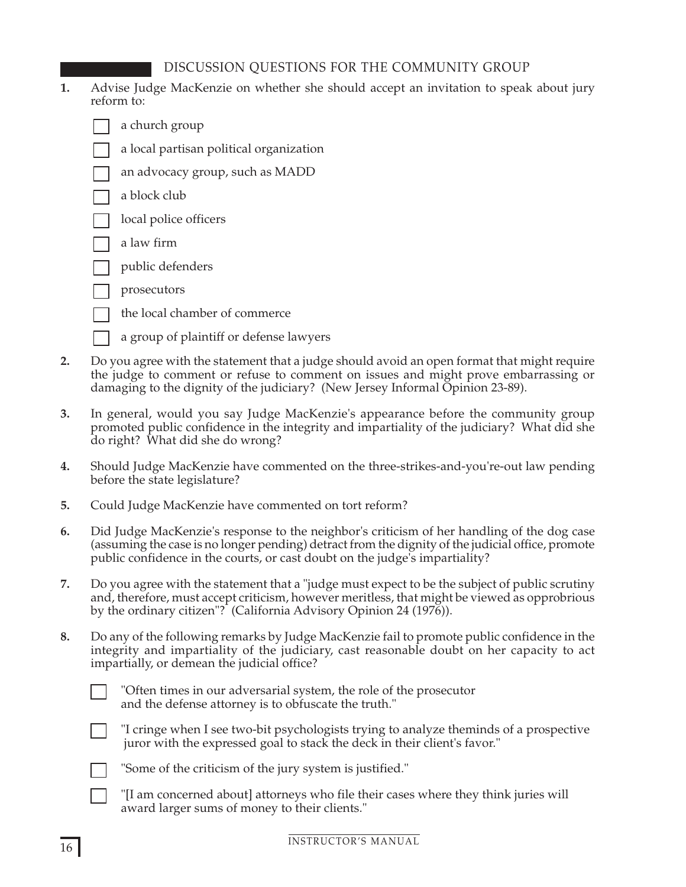## DISCUSSION QUESTIONS FOR THE COMMUNITY GROUP

**1.** Advise Judge MacKenzie on whether she should accept an invitation to speak about jury reform to:

- [ ] a church group
- [ ] a local partisan political organization
- [ ] an advocacy group, such as MADD
- [ ] a block club
- [ ] local police officers
- [ ] a law firm
- [ ] public defenders
- [ ] prosecutors
- [ ] the local chamber of commerce
- [ ] a group of plaintiff or defense lawyers

**2.** Do you agree with the statement that a judge should avoid an open format that might require the judge to comment or refuse to comment on issues and might prove embarrassing or damaging to the dignity of the judiciary? (New Jersey Informal Opinion 23-89).

**3.** In general, would you say Judge MacKenzie's appearance before the community group promoted public confidence in the integrity and impartiality of the judiciary? What did she do right? What did she do wrong?

**4.** Should Judge MacKenzie have commented on the three-strikes-and-you're-out law pending before the state legislature?

**5.** Could Judge MacKenzie have commented on tort reform?

**6.** Did Judge MacKenzie's response to the neighbor's criticism of her handling of the dog case (assuming the case is no longer pending) detract from the dignity of the judicial office, promote public confidence in the courts, or cast doubt on the judge's impartiality?

**7.** Do you agree with the statement that a "judge must expect to be the subject of public scrutiny and, therefore, must accept criticism, however meritless, that might be viewed as opprobrious by the ordinary citizen"? (California Advisory Opinion 24 (1976)).

**8.** Do any of the following remarks by Judge MacKenzie fail to promote public confidence in the integrity and impartiality of the judiciary, cast reasonable doubt on her capacity to act impartially, or demean the judicial office?

- [ ] "Often times in our adversarial system, the role of the prosecutor and the defense attorney is to obfuscate the truth."
- [ ] "I cringe when I see two-bit psychologists trying to analyze theminds of a prospective juror with the expressed goal to stack the deck in their client's favor."
- [ ] "Some of the criticism of the jury system is justified."
- [ ] "[I am concerned about] attorneys who file their cases where they think juries will award larger sums of money to their clients."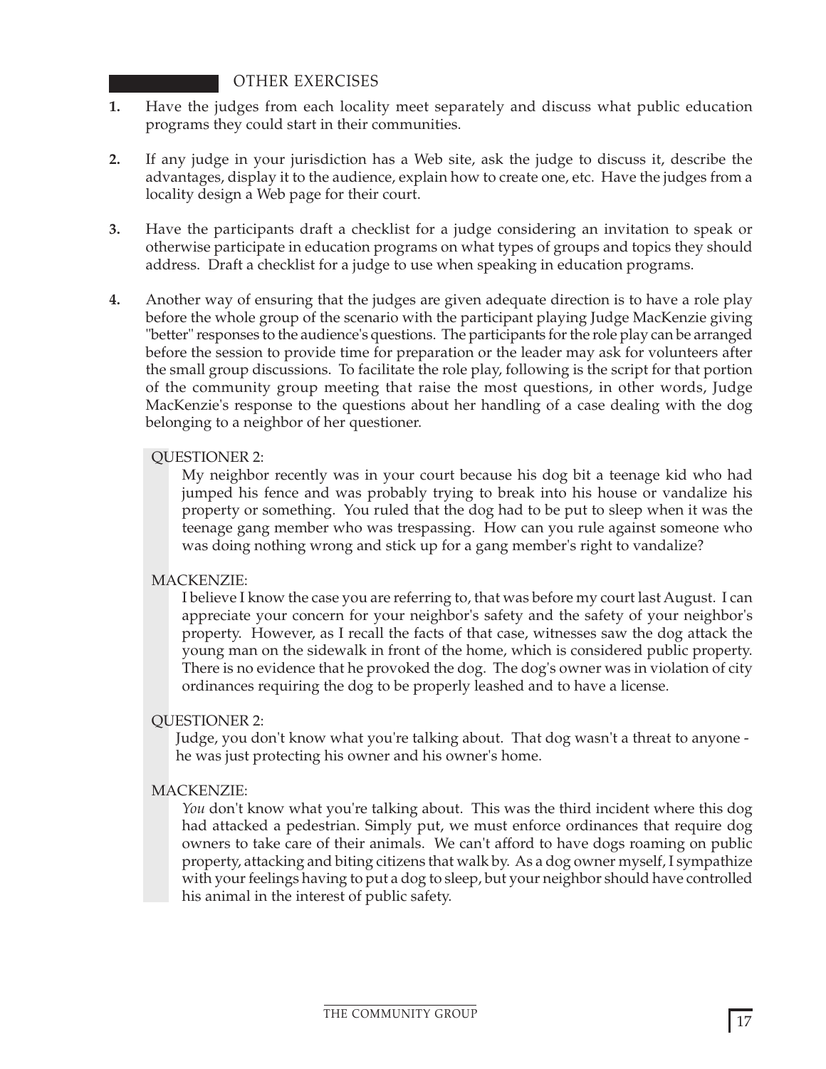## OTHER EXERCISES

1. Have the judges from each locality meet separately and discuss what public education programs they could start in their communities.

2. If any judge in your jurisdiction has a Web site, ask the judge to discuss it, describe the advantages, display it to the audience, explain how to create one, etc. Have the judges from a locality design a Web page for their court.

3. Have the participants draft a checklist for a judge considering an invitation to speak or otherwise participate in education programs on what types of groups and topics they should address. Draft a checklist for a judge to use when speaking in education programs.

4. Another way of ensuring that the judges are given adequate direction is to have a role play before the whole group of the scenario with the participant playing Judge MacKenzie giving "better" responses to the audience's questions. The participants for the role play can be arranged before the session to provide time for preparation or the leader may ask for volunteers after the small group discussions. To facilitate the role play, following is the script for that portion of the community group meeting that raise the most questions, in other words, Judge MacKenzie's response to the questions about her handling of a case dealing with the dog belonging to a neighbor of her questioner.

QUESTIONER 2:

> My neighbor recently was in your court because his dog bit a teenage kid who had jumped his fence and was probably trying to break into his house or vandalize his property or something. You ruled that the dog had to be put to sleep when it was the teenage gang member who was trespassing. How can you rule against someone who was doing nothing wrong and stick up for a gang member's right to vandalize?

MACKENZIE:

> I believe I know the case you are referring to, that was before my court last August. I can appreciate your concern for your neighbor's safety and the safety of your neighbor's property. However, as I recall the facts of that case, witnesses saw the dog attack the young man on the sidewalk in front of the home, which is considered public property. There is no evidence that he provoked the dog. The dog's owner was in violation of city ordinances requiring the dog to be properly leashed and to have a license.

QUESTIONER 2:

> Judge, you don't know what you're talking about. That dog wasn't a threat to anyone - he was just protecting his owner and his owner's home.

MACKENZIE:

> *You* don't know what you're talking about. This was the third incident where this dog had attacked a pedestrian. Simply put, we must enforce ordinances that require dog owners to take care of their animals. We can't afford to have dogs roaming on public property, attacking and biting citizens that walk by. As a dog owner myself, I sympathize with your feelings having to put a dog to sleep, but your neighbor should have controlled his animal in the interest of public safety.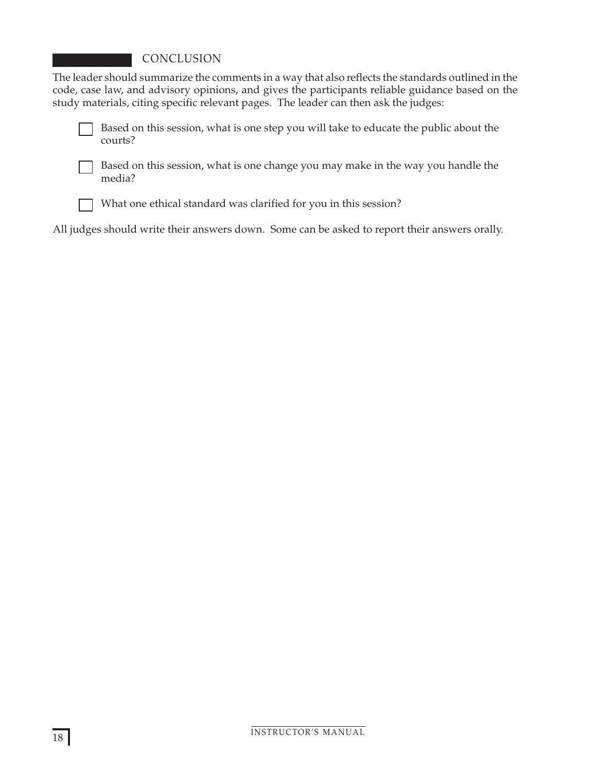## CONCLUSION

The leader should summarize the comments in a way that also reflects the standards outlined in the code, case law, and advisory opinions, and gives the participants reliable guidance based on the study materials, citing specific relevant pages. The leader can then ask the judges:

- [ ] Based on this session, what is one step you will take to educate the public about the courts?
- [ ] Based on this session, what is one change you may make in the way you handle the media?
- [ ] What one ethical standard was clarified for you in this session?

All judges should write their answers down. Some can be asked to report their answers orally.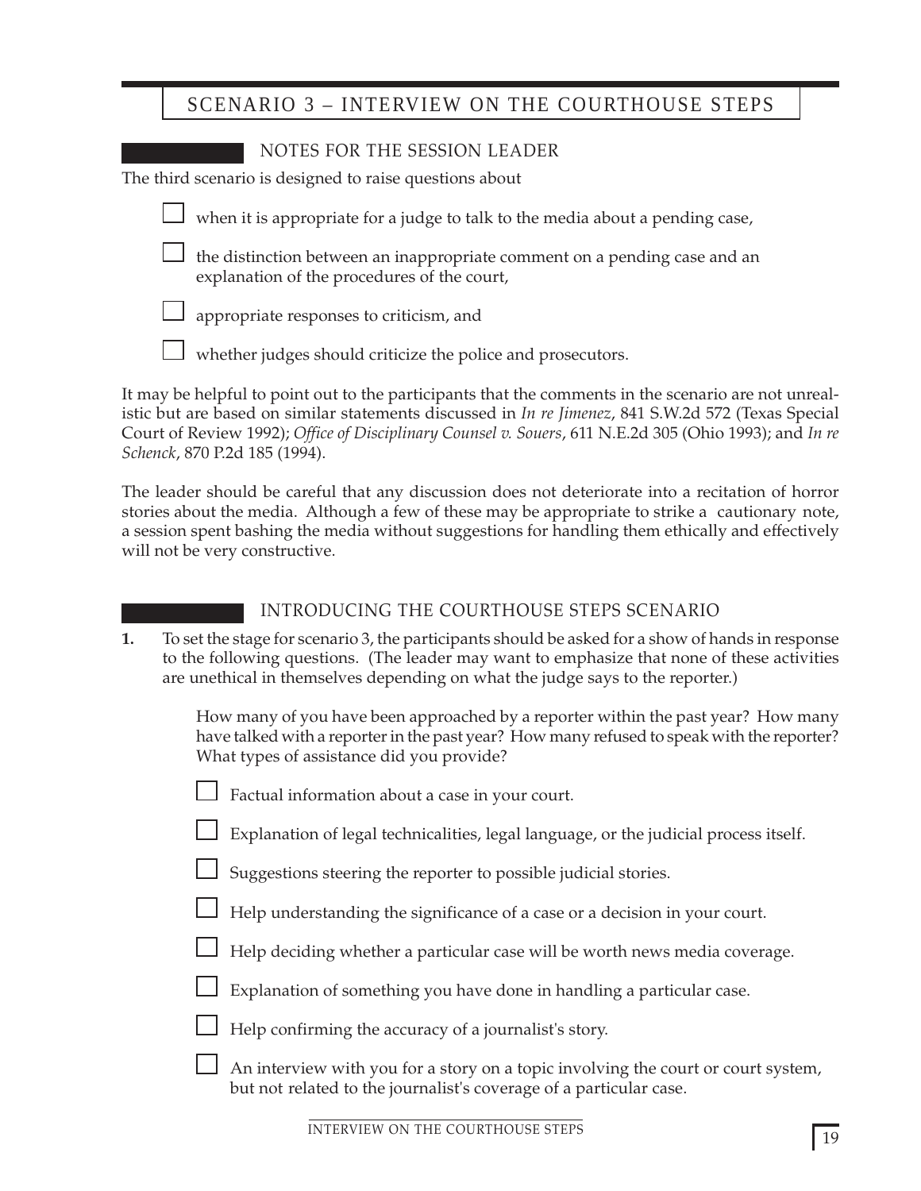# SCENARIO 3 – INTERVIEW ON THE COURTHOUSE STEPS

## NOTES FOR THE SESSION LEADER

The third scenario is designed to raise questions about

- when it is appropriate for a judge to talk to the media about a pending case,
- the distinction between an inappropriate comment on a pending case and an explanation of the procedures of the court,
- appropriate responses to criticism, and
- whether judges should criticize the police and prosecutors.

It may be helpful to point out to the participants that the comments in the scenario are not unrealistic but are based on similar statements discussed in *In re Jimenez*, 841 S.W.2d 572 (Texas Special Court of Review 1992); *Office of Disciplinary Counsel v. Souers*, 611 N.E.2d 305 (Ohio 1993); and *In re Schenck*, 870 P.2d 185 (1994).

The leader should be careful that any discussion does not deteriorate into a recitation of horror stories about the media. Although a few of these may be appropriate to strike a cautionary note, a session spent bashing the media without suggestions for handling them ethically and effectively will not be very constructive.

## INTRODUCING THE COURTHOUSE STEPS SCENARIO

**1.** To set the stage for scenario 3, the participants should be asked for a show of hands in response to the following questions. (The leader may want to emphasize that none of these activities are unethical in themselves depending on what the judge says to the reporter.)

How many of you have been approached by a reporter within the past year? How many have talked with a reporter in the past year? How many refused to speak with the reporter? What types of assistance did you provide?

- Factual information about a case in your court.
- Explanation of legal technicalities, legal language, or the judicial process itself.
- Suggestions steering the reporter to possible judicial stories.
- Help understanding the significance of a case or a decision in your court.
- Help deciding whether a particular case will be worth news media coverage.
- Explanation of something you have done in handling a particular case.
- Help confirming the accuracy of a journalist's story.
- An interview with you for a story on a topic involving the court or court system, but not related to the journalist's coverage of a particular case.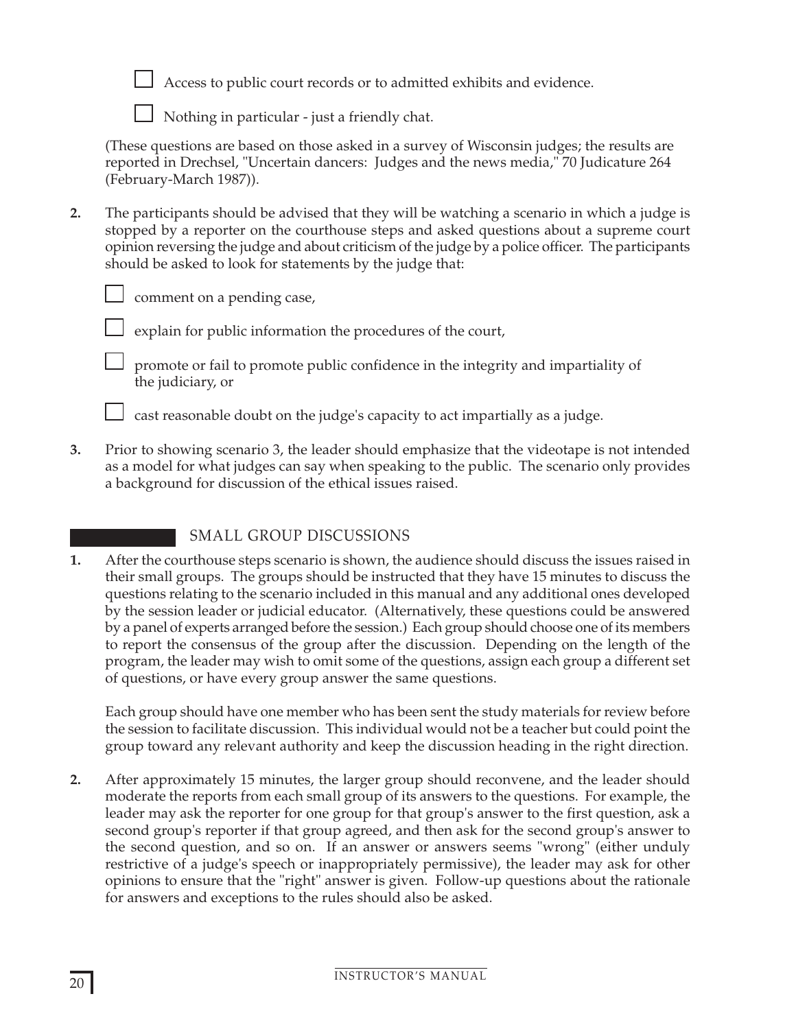- [ ] Access to public court records or to admitted exhibits and evidence.
- [ ] Nothing in particular - just a friendly chat.

(These questions are based on those asked in a survey of Wisconsin judges; the results are reported in Drechsel, "Uncertain dancers: Judges and the news media," 70 Judicature 264 (February-March 1987)).

**2.** The participants should be advised that they will be watching a scenario in which a judge is stopped by a reporter on the courthouse steps and asked questions about a supreme court opinion reversing the judge and about criticism of the judge by a police officer. The participants should be asked to look for statements by the judge that:

- [ ] comment on a pending case,
- [ ] explain for public information the procedures of the court,
- [ ] promote or fail to promote public confidence in the integrity and impartiality of the judiciary, or
- [ ] cast reasonable doubt on the judge's capacity to act impartially as a judge.

**3.** Prior to showing scenario 3, the leader should emphasize that the videotape is not intended as a model for what judges can say when speaking to the public. The scenario only provides a background for discussion of the ethical issues raised.

## SMALL GROUP DISCUSSIONS

**1.** After the courthouse steps scenario is shown, the audience should discuss the issues raised in their small groups. The groups should be instructed that they have 15 minutes to discuss the questions relating to the scenario included in this manual and any additional ones developed by the session leader or judicial educator. (Alternatively, these questions could be answered by a panel of experts arranged before the session.) Each group should choose one of its members to report the consensus of the group after the discussion. Depending on the length of the program, the leader may wish to omit some of the questions, assign each group a different set of questions, or have every group answer the same questions.

Each group should have one member who has been sent the study materials for review before the session to facilitate discussion. This individual would not be a teacher but could point the group toward any relevant authority and keep the discussion heading in the right direction.

**2.** After approximately 15 minutes, the larger group should reconvene, and the leader should moderate the reports from each small group of its answers to the questions. For example, the leader may ask the reporter for one group for that group's answer to the first question, ask a second group's reporter if that group agreed, and then ask for the second group's answer to the second question, and so on. If an answer or answers seems "wrong" (either unduly restrictive of a judge's speech or inappropriately permissive), the leader may ask for other opinions to ensure that the "right" answer is given. Follow-up questions about the rationale for answers and exceptions to the rules should also be asked.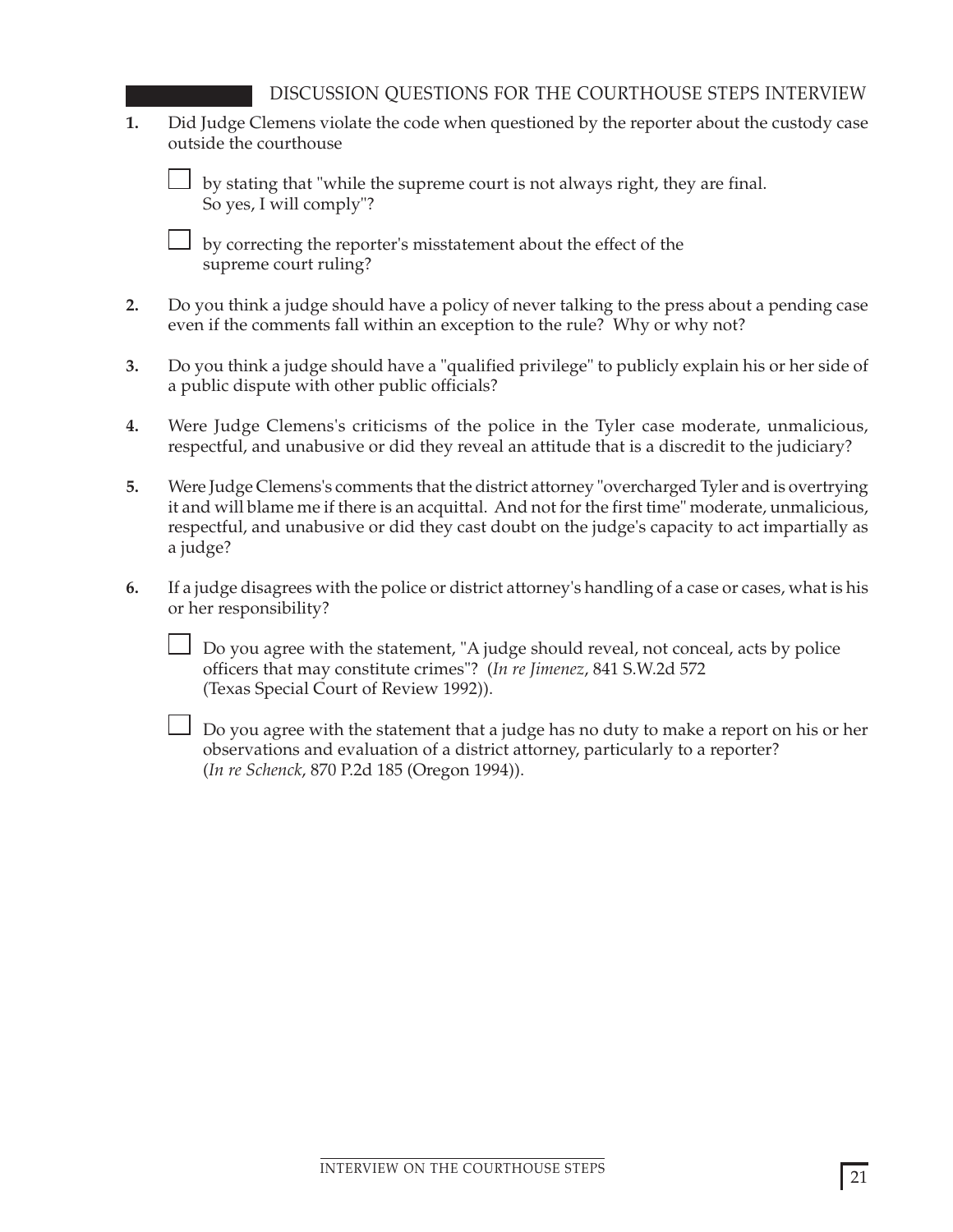## DISCUSSION QUESTIONS FOR THE COURTHOUSE STEPS INTERVIEW

**1.** Did Judge Clemens violate the code when questioned by the reporter about the custody case outside the courthouse

- [ ] by stating that "while the supreme court is not always right, they are final. So yes, I will comply"?
- [ ] by correcting the reporter's misstatement about the effect of the supreme court ruling?

**2.** Do you think a judge should have a policy of never talking to the press about a pending case even if the comments fall within an exception to the rule? Why or why not?

**3.** Do you think a judge should have a "qualified privilege" to publicly explain his or her side of a public dispute with other public officials?

**4.** Were Judge Clemens's criticisms of the police in the Tyler case moderate, unmalicious, respectful, and unabusive or did they reveal an attitude that is a discredit to the judiciary?

**5.** Were Judge Clemens's comments that the district attorney "overcharged Tyler and is overtrying it and will blame me if there is an acquittal. And not for the first time" moderate, unmalicious, respectful, and unabusive or did they cast doubt on the judge's capacity to act impartially as a judge?

**6.** If a judge disagrees with the police or district attorney's handling of a case or cases, what is his or her responsibility?

- [ ] Do you agree with the statement, "A judge should reveal, not conceal, acts by police officers that may constitute crimes"? (*In re Jimenez*, 841 S.W.2d 572 (Texas Special Court of Review 1992)).
- [ ] Do you agree with the statement that a judge has no duty to make a report on his or her observations and evaluation of a district attorney, particularly to a reporter? (*In re Schenck*, 870 P.2d 185 (Oregon 1994)).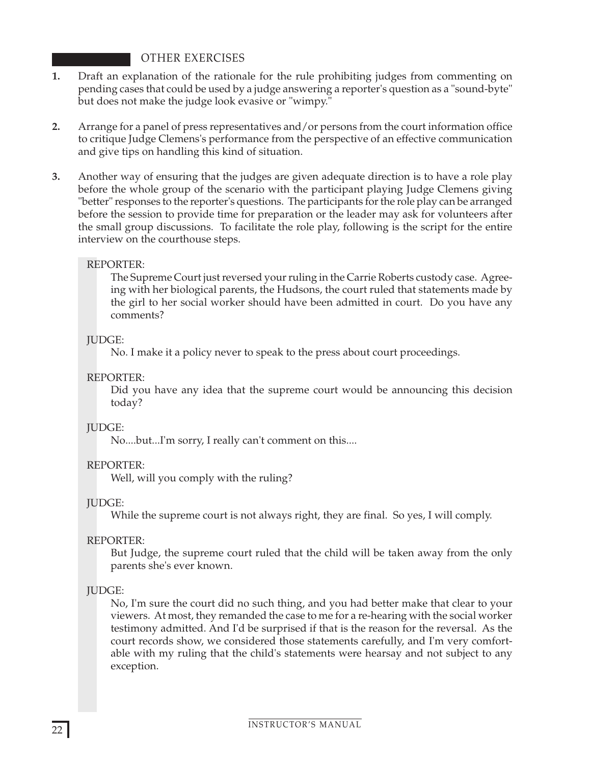## OTHER EXERCISES

1. Draft an explanation of the rationale for the rule prohibiting judges from commenting on pending cases that could be used by a judge answering a reporter's question as a "sound-byte" but does not make the judge look evasive or "wimpy."

2. Arrange for a panel of press representatives and/or persons from the court information office to critique Judge Clemens's performance from the perspective of an effective communication and give tips on handling this kind of situation.

3. Another way of ensuring that the judges are given adequate direction is to have a role play before the whole group of the scenario with the participant playing Judge Clemens giving "better" responses to the reporter's questions. The participants for the role play can be arranged before the session to provide time for preparation or the leader may ask for volunteers after the small group discussions. To facilitate the role play, following is the script for the entire interview on the courthouse steps.

> REPORTER:
>
> The Supreme Court just reversed your ruling in the Carrie Roberts custody case. Agreeing with her biological parents, the Hudsons, the court ruled that statements made by the girl to her social worker should have been admitted in court. Do you have any comments?
>
> JUDGE:
>
> No. I make it a policy never to speak to the press about court proceedings.
>
> REPORTER:
>
> Did you have any idea that the supreme court would be announcing this decision today?
>
> JUDGE:
>
> No....but...I'm sorry, I really can't comment on this....
>
> REPORTER:
>
> Well, will you comply with the ruling?
>
> JUDGE:
>
> While the supreme court is not always right, they are final. So yes, I will comply.
>
> REPORTER:
>
> But Judge, the supreme court ruled that the child will be taken away from the only parents she's ever known.
>
> JUDGE:
>
> No, I'm sure the court did no such thing, and you had better make that clear to your viewers. At most, they remanded the case to me for a re-hearing with the social worker testimony admitted. And I'd be surprised if that is the reason for the reversal. As the court records show, we considered those statements carefully, and I'm very comfortable with my ruling that the child's statements were hearsay and not subject to any exception.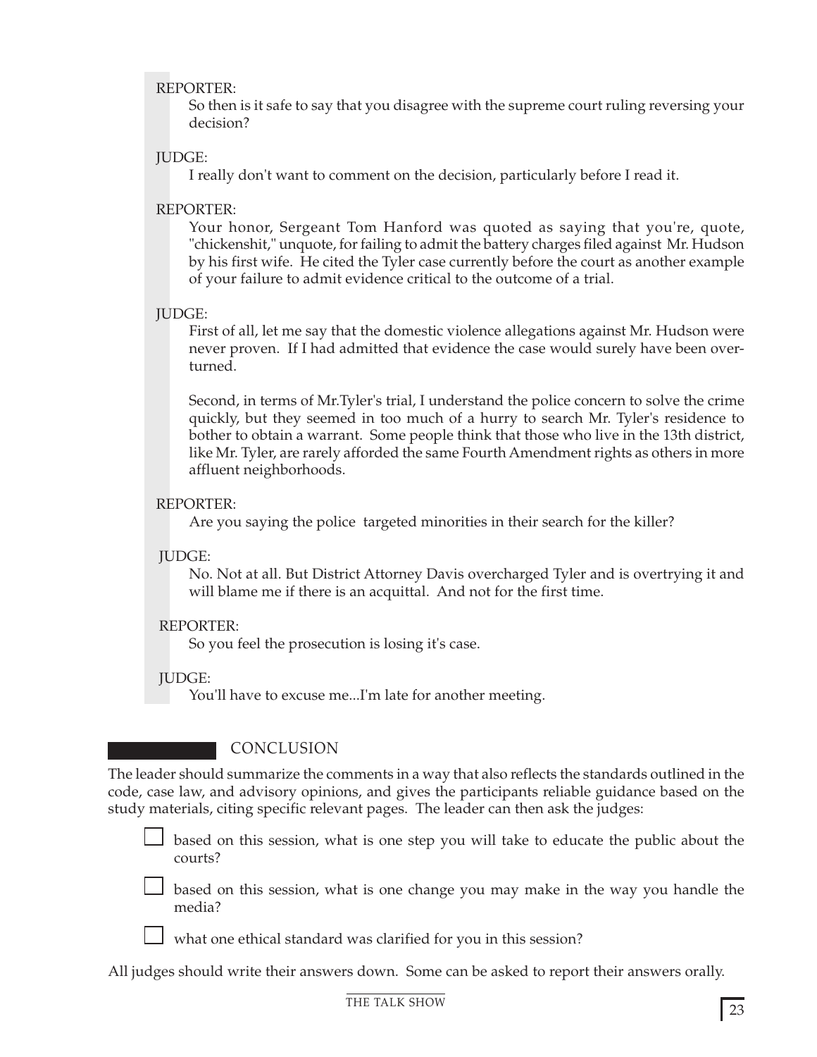REPORTER:

So then is it safe to say that you disagree with the supreme court ruling reversing your decision?

JUDGE:

I really don't want to comment on the decision, particularly before I read it.

REPORTER:

Your honor, Sergeant Tom Hanford was quoted as saying that you're, quote, "chickenshit," unquote, for failing to admit the battery charges filed against Mr. Hudson by his first wife. He cited the Tyler case currently before the court as another example of your failure to admit evidence critical to the outcome of a trial.

JUDGE:

First of all, let me say that the domestic violence allegations against Mr. Hudson were never proven. If I had admitted that evidence the case would surely have been overturned.

Second, in terms of Mr.Tyler's trial, I understand the police concern to solve the crime quickly, but they seemed in too much of a hurry to search Mr. Tyler's residence to bother to obtain a warrant. Some people think that those who live in the 13th district, like Mr. Tyler, are rarely afforded the same Fourth Amendment rights as others in more affluent neighborhoods.

REPORTER:

Are you saying the police targeted minorities in their search for the killer?

JUDGE:

No. Not at all. But District Attorney Davis overcharged Tyler and is overtrying it and will blame me if there is an acquittal. And not for the first time.

REPORTER:

So you feel the prosecution is losing it's case.

JUDGE:

You'll have to excuse me...I'm late for another meeting.

## CONCLUSION

The leader should summarize the comments in a way that also reflects the standards outlined in the code, case law, and advisory opinions, and gives the participants reliable guidance based on the study materials, citing specific relevant pages. The leader can then ask the judges:

- [ ] based on this session, what is one step you will take to educate the public about the courts?
- [ ] based on this session, what is one change you may make in the way you handle the media?
- [ ] what one ethical standard was clarified for you in this session?

All judges should write their answers down. Some can be asked to report their answers orally.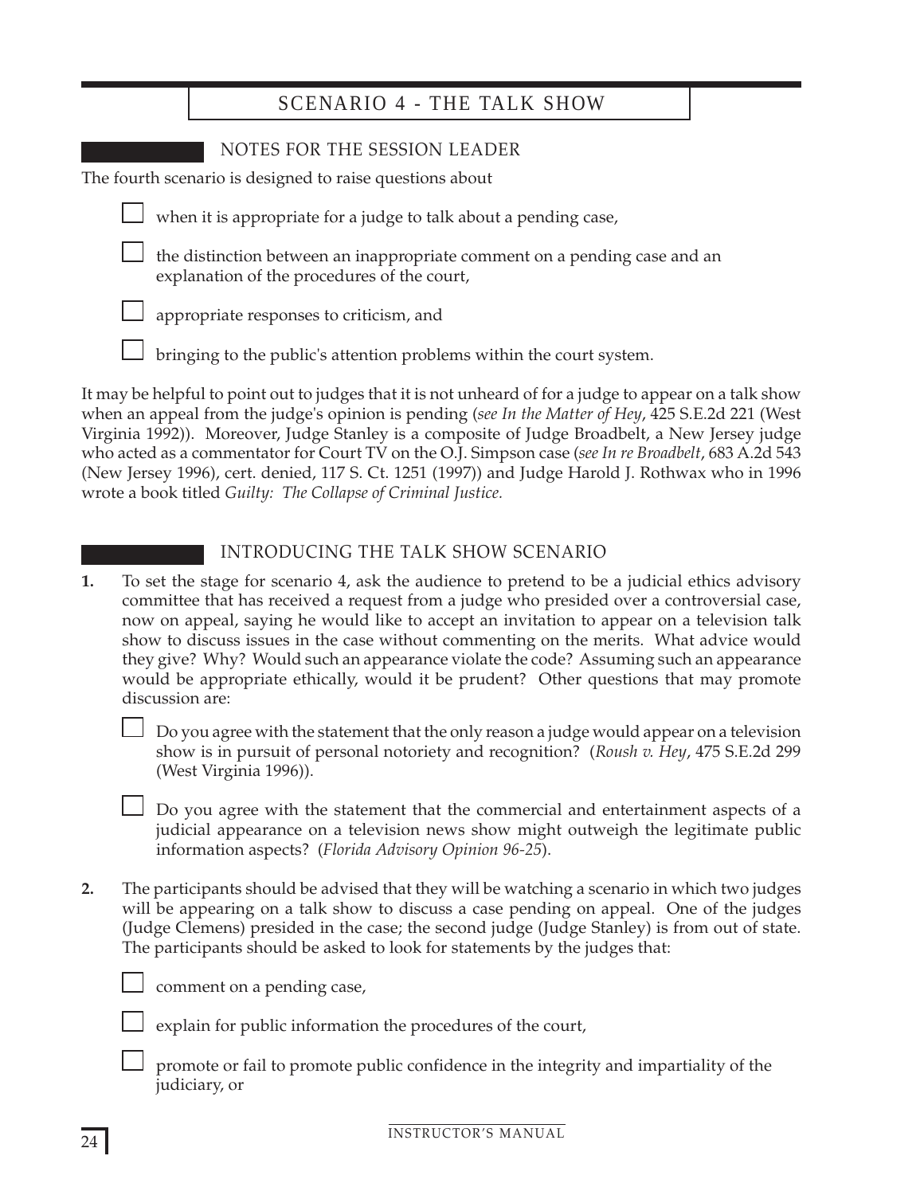## SCENARIO 4 - THE TALK SHOW

### NOTES FOR THE SESSION LEADER

The fourth scenario is designed to raise questions about

- when it is appropriate for a judge to talk about a pending case,
- the distinction between an inappropriate comment on a pending case and an explanation of the procedures of the court,
- appropriate responses to criticism, and
- bringing to the public's attention problems within the court system.

It may be helpful to point out to judges that it is not unheard of for a judge to appear on a talk show when an appeal from the judge's opinion is pending (*see In the Matter of Hey*, 425 S.E.2d 221 (West Virginia 1992)). Moreover, Judge Stanley is a composite of Judge Broadbelt, a New Jersey judge who acted as a commentator for Court TV on the O.J. Simpson case (*see In re Broadbelt*, 683 A.2d 543 (New Jersey 1996), cert. denied, 117 S. Ct. 1251 (1997)) and Judge Harold J. Rothwax who in 1996 wrote a book titled *Guilty: The Collapse of Criminal Justice.*

### INTRODUCING THE TALK SHOW SCENARIO

1. To set the stage for scenario 4, ask the audience to pretend to be a judicial ethics advisory committee that has received a request from a judge who presided over a controversial case, now on appeal, saying he would like to accept an invitation to appear on a television talk show to discuss issues in the case without commenting on the merits. What advice would they give? Why? Would such an appearance violate the code? Assuming such an appearance would be appropriate ethically, would it be prudent? Other questions that may promote discussion are:

   - Do you agree with the statement that the only reason a judge would appear on a television show is in pursuit of personal notoriety and recognition? (*Roush v. Hey*, 475 S.E.2d 299 (West Virginia 1996)).
   - Do you agree with the statement that the commercial and entertainment aspects of a judicial appearance on a television news show might outweigh the legitimate public information aspects? (*Florida Advisory Opinion 96-25*).

2. The participants should be advised that they will be watching a scenario in which two judges will be appearing on a talk show to discuss a case pending on appeal. One of the judges (Judge Clemens) presided in the case; the second judge (Judge Stanley) is from out of state. The participants should be asked to look for statements by the judges that:

   - comment on a pending case,
   - explain for public information the procedures of the court,
   - promote or fail to promote public confidence in the integrity and impartiality of the judiciary, or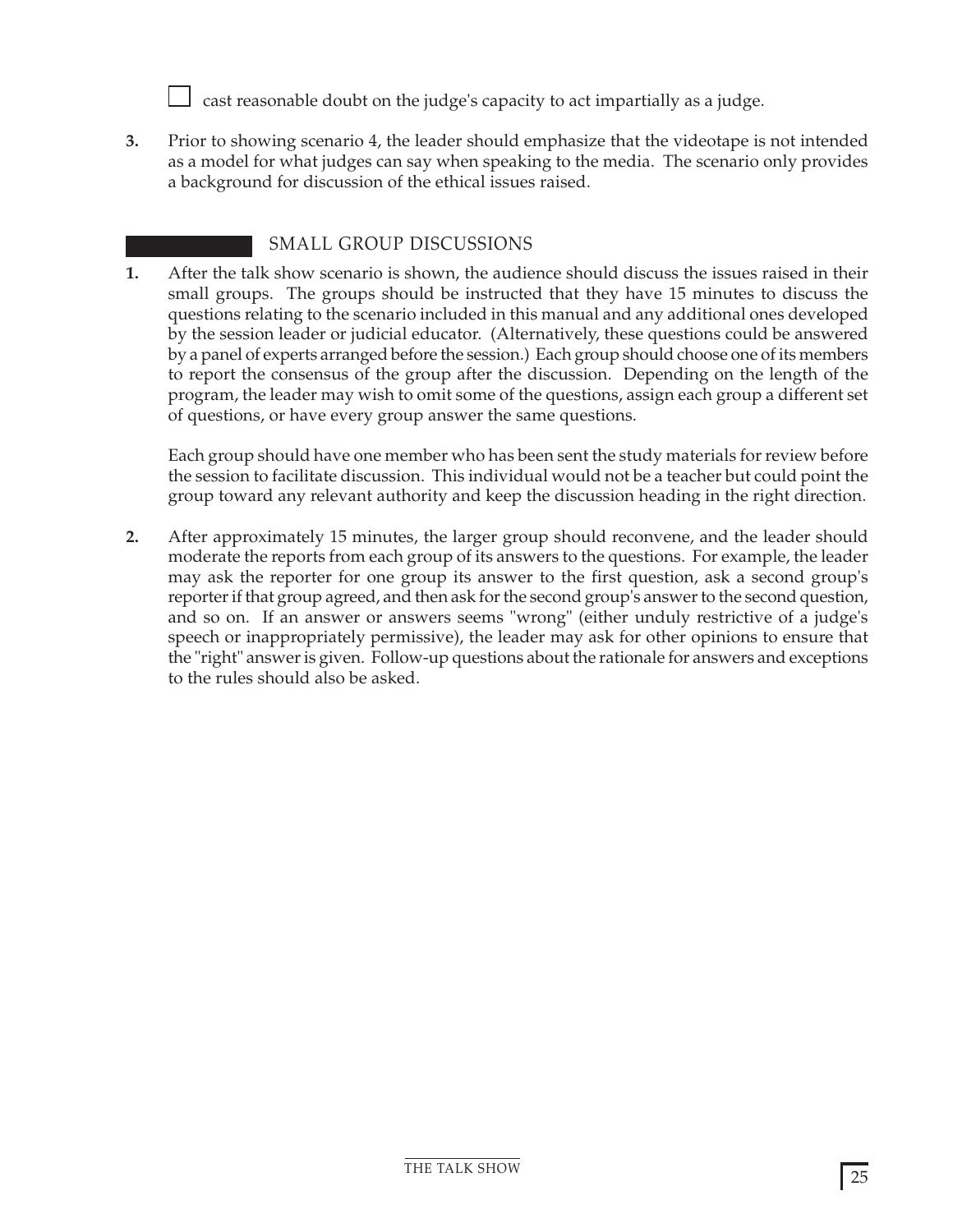- [ ] cast reasonable doubt on the judge's capacity to act impartially as a judge.

**3.** Prior to showing scenario 4, the leader should emphasize that the videotape is not intended as a model for what judges can say when speaking to the media. The scenario only provides a background for discussion of the ethical issues raised.

## SMALL GROUP DISCUSSIONS

**1.** After the talk show scenario is shown, the audience should discuss the issues raised in their small groups. The groups should be instructed that they have 15 minutes to discuss the questions relating to the scenario included in this manual and any additional ones developed by the session leader or judicial educator. (Alternatively, these questions could be answered by a panel of experts arranged before the session.) Each group should choose one of its members to report the consensus of the group after the discussion. Depending on the length of the program, the leader may wish to omit some of the questions, assign each group a different set of questions, or have every group answer the same questions.

Each group should have one member who has been sent the study materials for review before the session to facilitate discussion. This individual would not be a teacher but could point the group toward any relevant authority and keep the discussion heading in the right direction.

**2.** After approximately 15 minutes, the larger group should reconvene, and the leader should moderate the reports from each group of its answers to the questions. For example, the leader may ask the reporter for one group its answer to the first question, ask a second group's reporter if that group agreed, and then ask for the second group's answer to the second question, and so on. If an answer or answers seems "wrong" (either unduly restrictive of a judge's speech or inappropriately permissive), the leader may ask for other opinions to ensure that the "right" answer is given. Follow-up questions about the rationale for answers and exceptions to the rules should also be asked.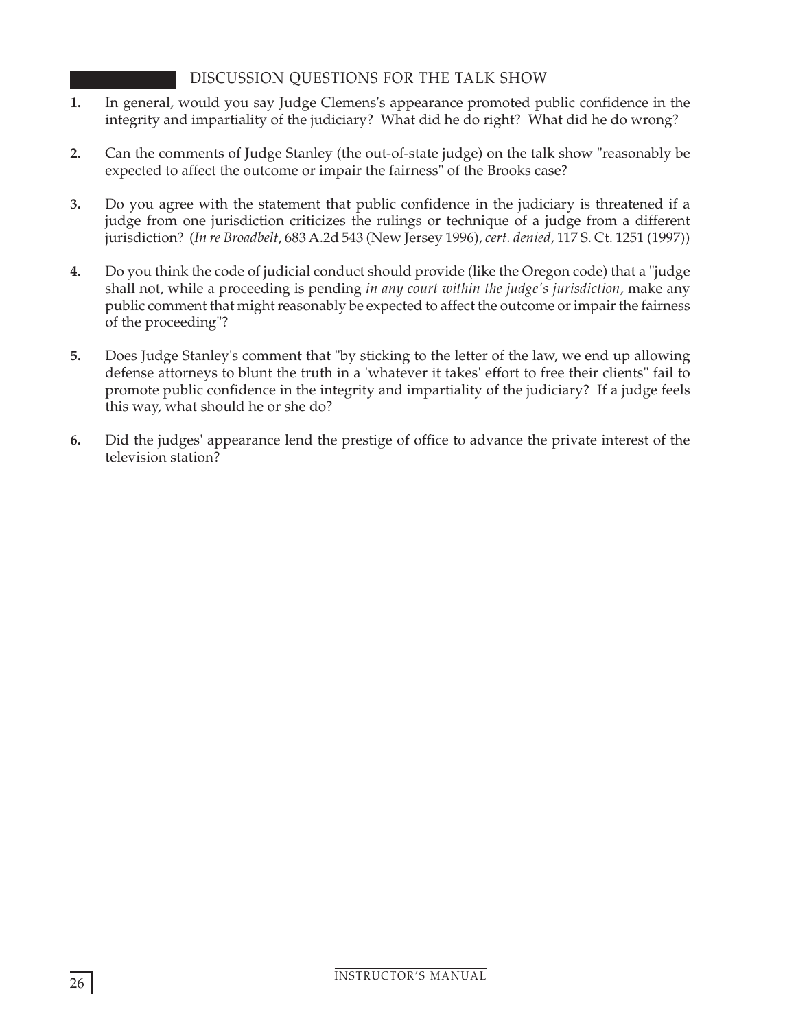## DISCUSSION QUESTIONS FOR THE TALK SHOW

**1.** In general, would you say Judge Clemens's appearance promoted public confidence in the integrity and impartiality of the judiciary? What did he do right? What did he do wrong?

**2.** Can the comments of Judge Stanley (the out-of-state judge) on the talk show "reasonably be expected to affect the outcome or impair the fairness" of the Brooks case?

**3.** Do you agree with the statement that public confidence in the judiciary is threatened if a judge from one jurisdiction criticizes the rulings or technique of a judge from a different jurisdiction? (*In re Broadbelt*, 683 A.2d 543 (New Jersey 1996), *cert. denied*, 117 S. Ct. 1251 (1997))

**4.** Do you think the code of judicial conduct should provide (like the Oregon code) that a "judge shall not, while a proceeding is pending *in any court within the judge's jurisdiction*, make any public comment that might reasonably be expected to affect the outcome or impair the fairness of the proceeding"?

**5.** Does Judge Stanley's comment that "by sticking to the letter of the law, we end up allowing defense attorneys to blunt the truth in a 'whatever it takes' effort to free their clients" fail to promote public confidence in the integrity and impartiality of the judiciary? If a judge feels this way, what should he or she do?

**6.** Did the judges' appearance lend the prestige of office to advance the private interest of the television station?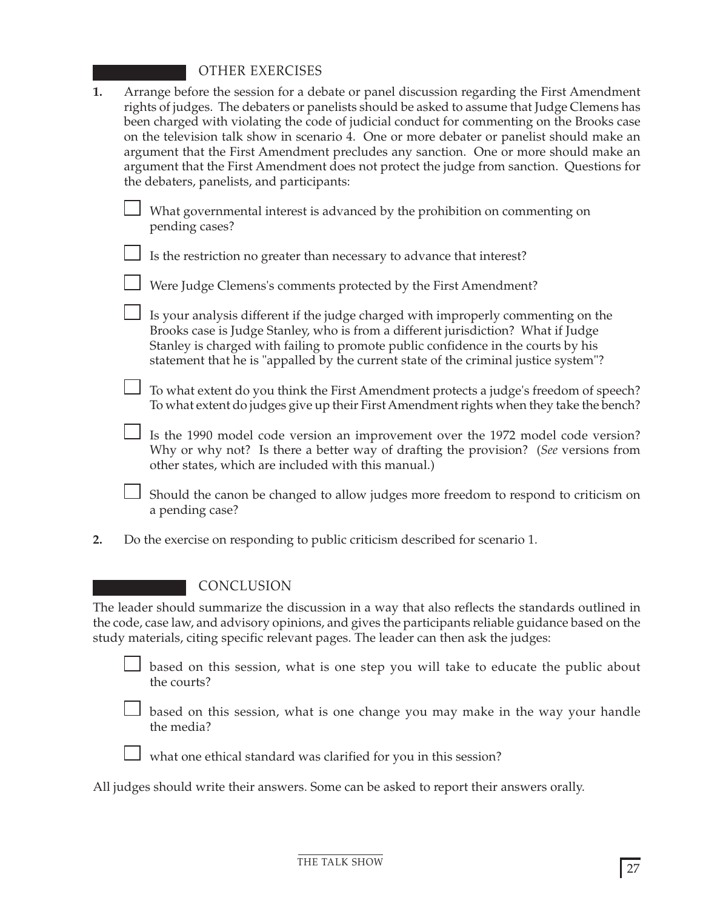## OTHER EXERCISES

1. Arrange before the session for a debate or panel discussion regarding the First Amendment rights of judges. The debaters or panelists should be asked to assume that Judge Clemens has been charged with violating the code of judicial conduct for commenting on the Brooks case on the television talk show in scenario 4. One or more debater or panelist should make an argument that the First Amendment precludes any sanction. One or more should make an argument that the First Amendment does not protect the judge from sanction. Questions for the debaters, panelists, and participants:

   - What governmental interest is advanced by the prohibition on commenting on pending cases?
   - Is the restriction no greater than necessary to advance that interest?
   - Were Judge Clemens's comments protected by the First Amendment?
   - Is your analysis different if the judge charged with improperly commenting on the Brooks case is Judge Stanley, who is from a different jurisdiction? What if Judge Stanley is charged with failing to promote public confidence in the courts by his statement that he is "appalled by the current state of the criminal justice system"?
   - To what extent do you think the First Amendment protects a judge's freedom of speech? To what extent do judges give up their First Amendment rights when they take the bench?
   - Is the 1990 model code version an improvement over the 1972 model code version? Why or why not? Is there a better way of drafting the provision? (*See* versions from other states, which are included with this manual.)
   - Should the canon be changed to allow judges more freedom to respond to criticism on a pending case?

2. Do the exercise on responding to public criticism described for scenario 1.

## CONCLUSION

The leader should summarize the discussion in a way that also reflects the standards outlined in the code, case law, and advisory opinions, and gives the participants reliable guidance based on the study materials, citing specific relevant pages. The leader can then ask the judges:

- based on this session, what is one step you will take to educate the public about the courts?
- based on this session, what is one change you may make in the way your handle the media?
- what one ethical standard was clarified for you in this session?

All judges should write their answers. Some can be asked to report their answers orally.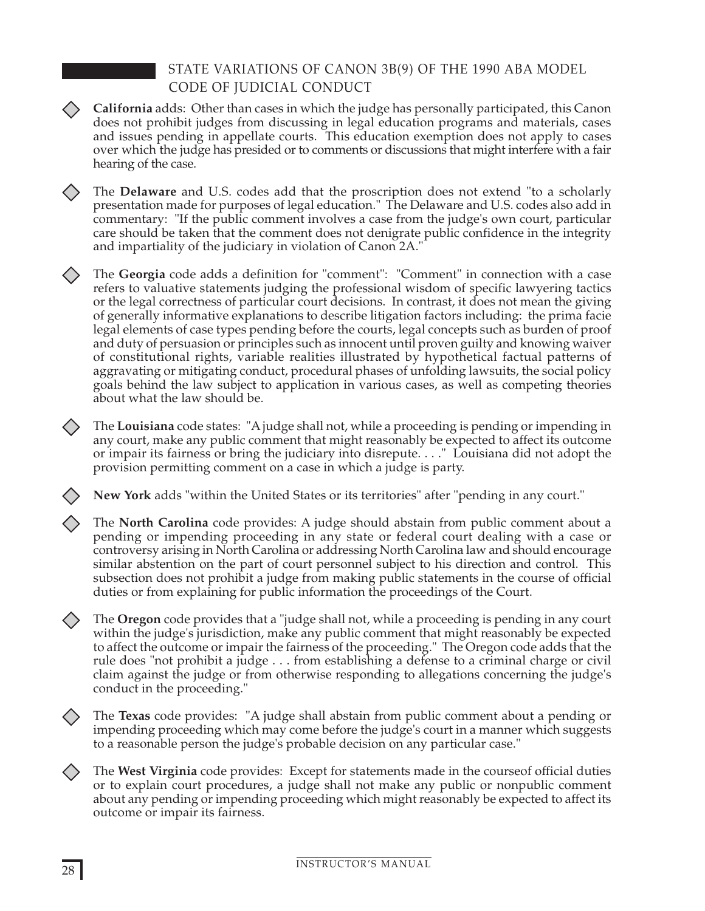## STATE VARIATIONS OF CANON 3B(9) OF THE 1990 ABA MODEL CODE OF JUDICIAL CONDUCT

- **California** adds: Other than cases in which the judge has personally participated, this Canon does not prohibit judges from discussing in legal education programs and materials, cases and issues pending in appellate courts. This education exemption does not apply to cases over which the judge has presided or to comments or discussions that might interfere with a fair hearing of the case.

- The **Delaware** and U.S. codes add that the proscription does not extend "to a scholarly presentation made for purposes of legal education." The Delaware and U.S. codes also add in commentary: "If the public comment involves a case from the judge's own court, particular care should be taken that the comment does not denigrate public confidence in the integrity and impartiality of the judiciary in violation of Canon 2A."

- The **Georgia** code adds a definition for "comment": "Comment" in connection with a case refers to valuative statements judging the professional wisdom of specific lawyering tactics or the legal correctness of particular court decisions. In contrast, it does not mean the giving of generally informative explanations to describe litigation factors including: the prima facie legal elements of case types pending before the courts, legal concepts such as burden of proof and duty of persuasion or principles such as innocent until proven guilty and knowing waiver of constitutional rights, variable realities illustrated by hypothetical factual patterns of aggravating or mitigating conduct, procedural phases of unfolding lawsuits, the social policy goals behind the law subject to application in various cases, as well as competing theories about what the law should be.

- The **Louisiana** code states: "A judge shall not, while a proceeding is pending or impending in any court, make any public comment that might reasonably be expected to affect its outcome or impair its fairness or bring the judiciary into disrepute. . . ." Louisiana did not adopt the provision permitting comment on a case in which a judge is party.

- **New York** adds "within the United States or its territories" after "pending in any court."

- The **North Carolina** code provides: A judge should abstain from public comment about a pending or impending proceeding in any state or federal court dealing with a case or controversy arising in North Carolina or addressing North Carolina law and should encourage similar abstention on the part of court personnel subject to his direction and control. This subsection does not prohibit a judge from making public statements in the course of official duties or from explaining for public information the proceedings of the Court.

- The **Oregon** code provides that a "judge shall not, while a proceeding is pending in any court within the judge's jurisdiction, make any public comment that might reasonably be expected to affect the outcome or impair the fairness of the proceeding." The Oregon code adds that the rule does "not prohibit a judge . . . from establishing a defense to a criminal charge or civil claim against the judge or from otherwise responding to allegations concerning the judge's conduct in the proceeding."

- The **Texas** code provides: "A judge shall abstain from public comment about a pending or impending proceeding which may come before the judge's court in a manner which suggests to a reasonable person the judge's probable decision on any particular case."

- The **West Virginia** code provides: Except for statements made in the courseof official duties or to explain court procedures, a judge shall not make any public or nonpublic comment about any pending or impending proceeding which might reasonably be expected to affect its outcome or impair its fairness.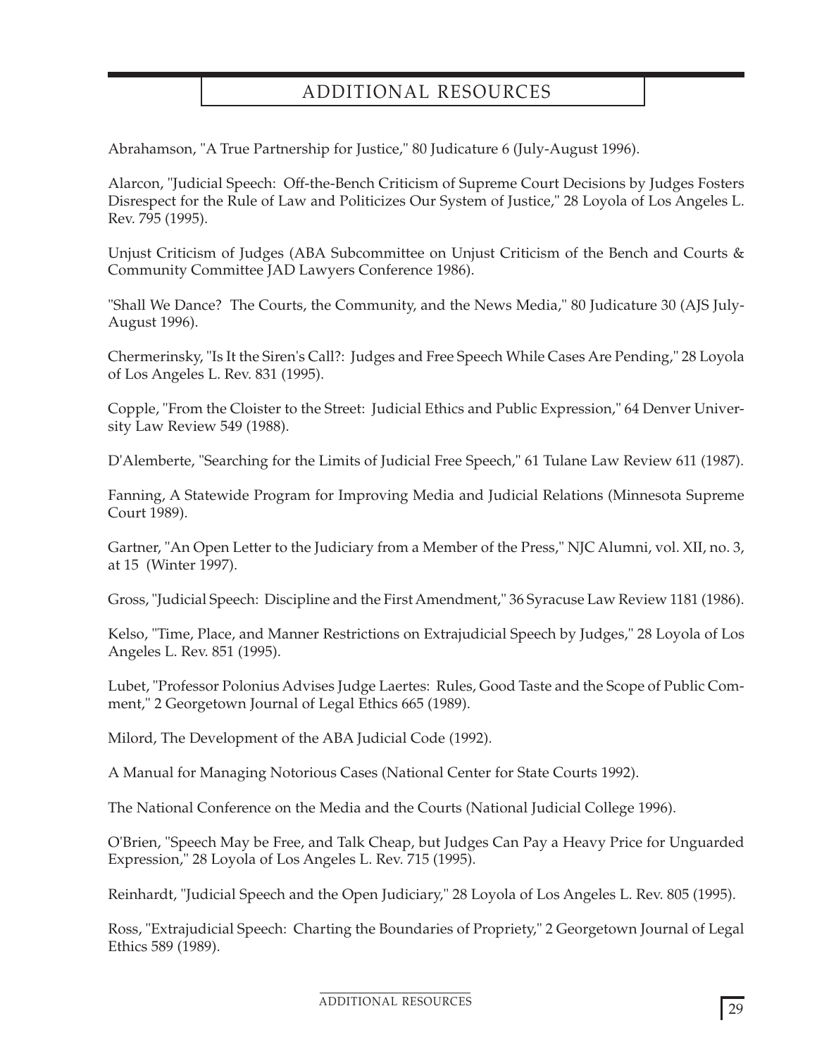# ADDITIONAL RESOURCES

Abrahamson, "A True Partnership for Justice," 80 Judicature 6 (July-August 1996).

Alarcon, "Judicial Speech: Off-the-Bench Criticism of Supreme Court Decisions by Judges Fosters Disrespect for the Rule of Law and Politicizes Our System of Justice," 28 Loyola of Los Angeles L. Rev. 795 (1995).

Unjust Criticism of Judges (ABA Subcommittee on Unjust Criticism of the Bench and Courts & Community Committee JAD Lawyers Conference 1986).

"Shall We Dance? The Courts, the Community, and the News Media," 80 Judicature 30 (AJS July-August 1996).

Chermerinsky, "Is It the Siren's Call?: Judges and Free Speech While Cases Are Pending," 28 Loyola of Los Angeles L. Rev. 831 (1995).

Copple, "From the Cloister to the Street: Judicial Ethics and Public Expression," 64 Denver University Law Review 549 (1988).

D'Alemberte, "Searching for the Limits of Judicial Free Speech," 61 Tulane Law Review 611 (1987).

Fanning, A Statewide Program for Improving Media and Judicial Relations (Minnesota Supreme Court 1989).

Gartner, "An Open Letter to the Judiciary from a Member of the Press," NJC Alumni, vol. XII, no. 3, at 15 (Winter 1997).

Gross, "Judicial Speech: Discipline and the First Amendment," 36 Syracuse Law Review 1181 (1986).

Kelso, "Time, Place, and Manner Restrictions on Extrajudicial Speech by Judges," 28 Loyola of Los Angeles L. Rev. 851 (1995).

Lubet, "Professor Polonius Advises Judge Laertes: Rules, Good Taste and the Scope of Public Comment," 2 Georgetown Journal of Legal Ethics 665 (1989).

Milord, The Development of the ABA Judicial Code (1992).

A Manual for Managing Notorious Cases (National Center for State Courts 1992).

The National Conference on the Media and the Courts (National Judicial College 1996).

O'Brien, "Speech May be Free, and Talk Cheap, but Judges Can Pay a Heavy Price for Unguarded Expression," 28 Loyola of Los Angeles L. Rev. 715 (1995).

Reinhardt, "Judicial Speech and the Open Judiciary," 28 Loyola of Los Angeles L. Rev. 805 (1995).

Ross, "Extrajudicial Speech: Charting the Boundaries of Propriety," 2 Georgetown Journal of Legal Ethics 589 (1989).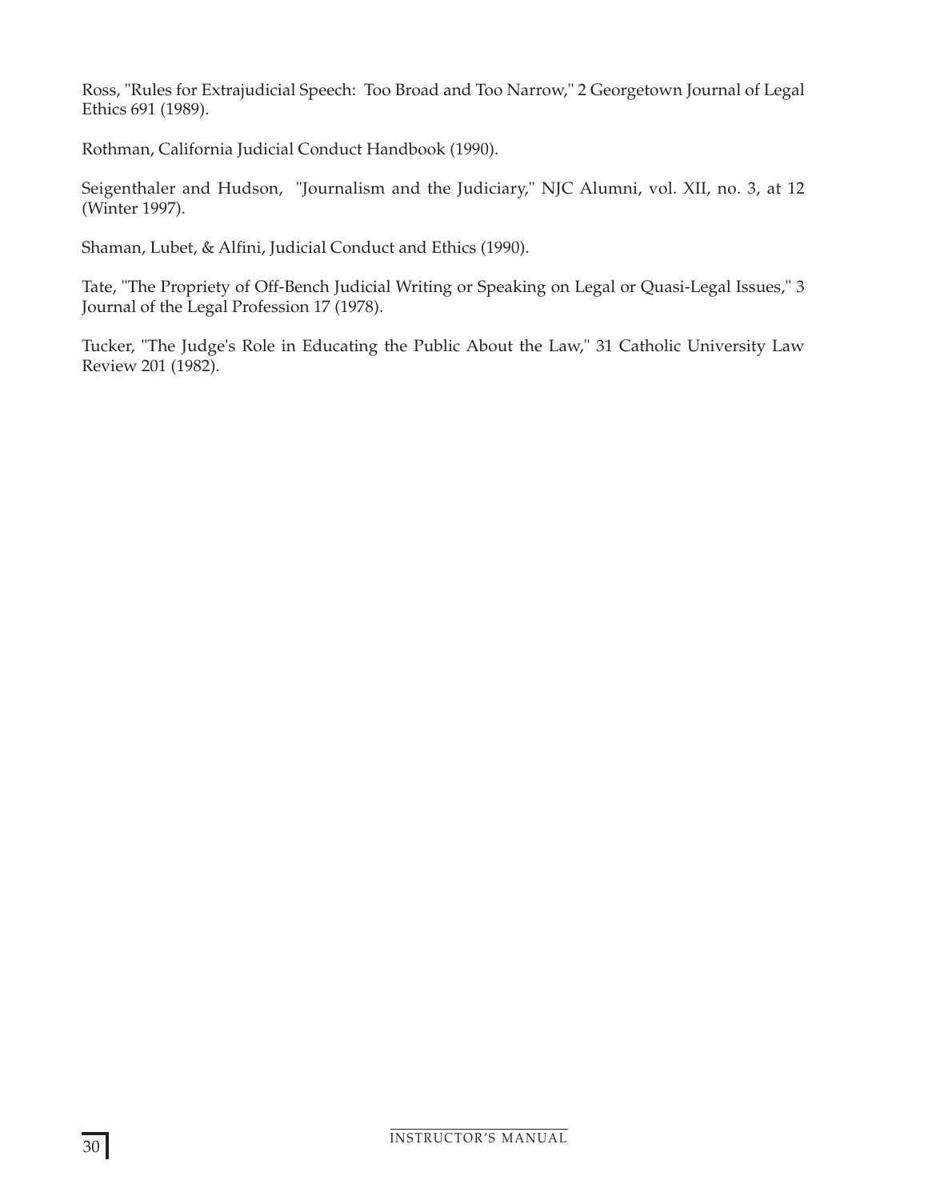Ross, "Rules for Extrajudicial Speech: Too Broad and Too Narrow," 2 Georgetown Journal of Legal Ethics 691 (1989).

Rothman, California Judicial Conduct Handbook (1990).

Seigenthaler and Hudson, "Journalism and the Judiciary," NJC Alumni, vol. XII, no. 3, at 12 (Winter 1997).

Shaman, Lubet, & Alfini, Judicial Conduct and Ethics (1990).

Tate, "The Propriety of Off-Bench Judicial Writing or Speaking on Legal or Quasi-Legal Issues," 3 Journal of the Legal Profession 17 (1978).

Tucker, "The Judge's Role in Educating the Public About the Law," 31 Catholic University Law Review 201 (1982).